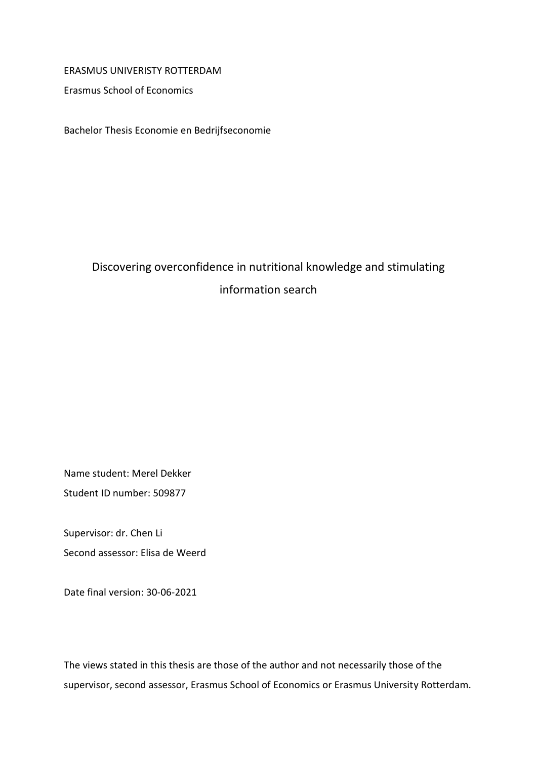ERASMUS UNIVERISTY ROTTERDAM

Erasmus School of Economics

Bachelor Thesis Economie en Bedrijfseconomie

# Discovering overconfidence in nutritional knowledge and stimulating information search

Name student: Merel Dekker

Student ID number: 509877

Supervisor: dr. Chen Li

Second assessor: Elisa de Weerd

Date final version: 30-06-2021

The views stated in this thesis are those of the author and not necessarily those of the supervisor, second assessor, Erasmus School of Economics or Erasmus University Rotterdam.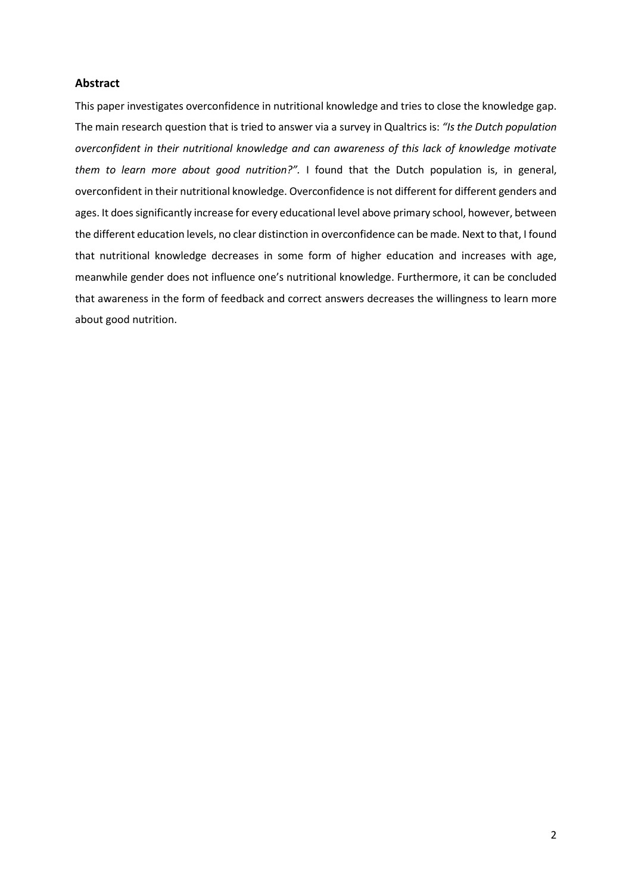## Abstract

This paper investigates overconfidence in nutritional knowledge and tries to close the knowledge gap. The main research question that is tried to answer via a survey in Qualtrics is: *"Is the Dutch population overconfident in their nutritional knowledge and can awareness of this lack of knowledge motivate them to learn more about good nutrition?"*. I found that the Dutch population is, in general, overconfident in their nutritional knowledge. Overconfidence is not different for different genders and ages. It does significantly increase for every educational level above primary school, however, between the different education levels, no clear distinction in overconfidence can be made. Next to that, I found that nutritional knowledge decreases in some form of higher education and increases with age, meanwhile gender does not influence one's nutritional knowledge. Furthermore, it can be concluded that awareness in the form of feedback and correct answers decreases the willingness to learn more about good nutrition.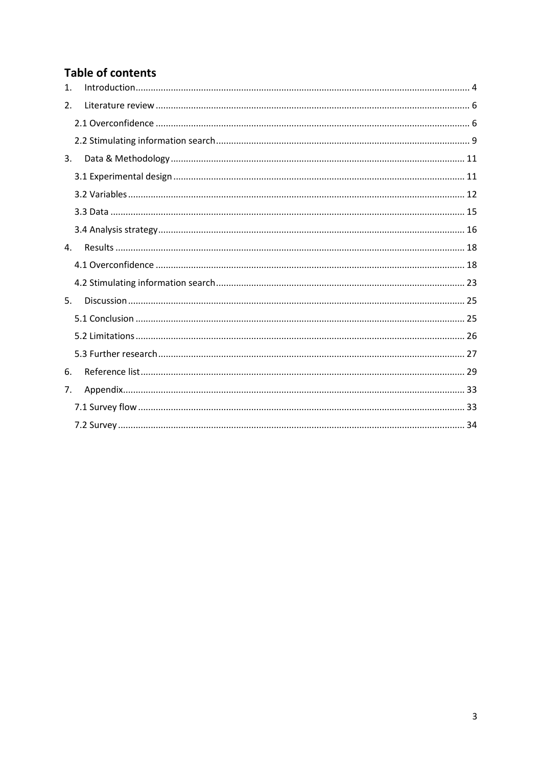## Table of contents

1. Introduction ... 4
2. Literature review ... 6
   - 2.1 Overconfidence ... 6
   - 2.2 Stimulating information search ... 9
3. Data & Methodology ... 11
   - 3.1 Experimental design ... 11
   - 3.2 Variables ... 12
   - 3.3 Data ... 15
   - 3.4 Analysis strategy ... 16
4. Results ... 18
   - 4.1 Overconfidence ... 18
   - 4.2 Stimulating information search ... 23
5. Discussion ... 25
   - 5.1 Conclusion ... 25
   - 5.2 Limitations ... 26
   - 5.3 Further research ... 27
6. Reference list ... 29
7. Appendix ... 33
   - 7.1 Survey flow ... 33
   - 7.2 Survey ... 34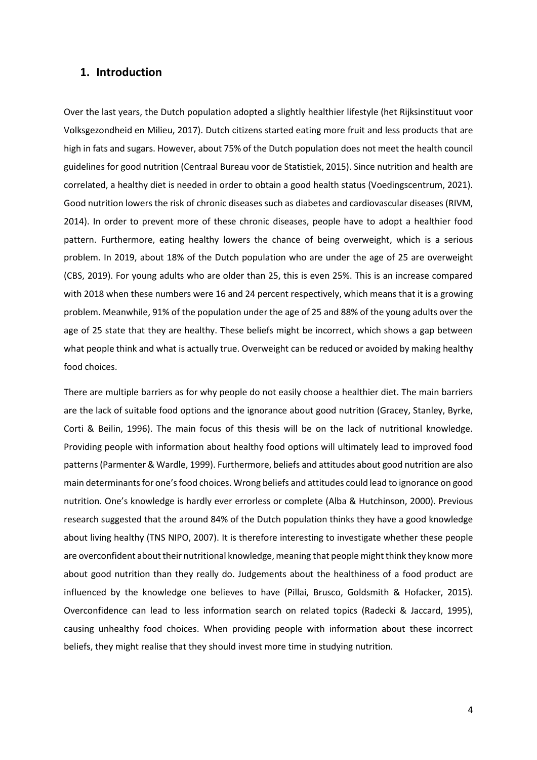# 1. Introduction

Over the last years, the Dutch population adopted a slightly healthier lifestyle (het Rijksinstituut voor Volksgezondheid en Milieu, 2017). Dutch citizens started eating more fruit and less products that are high in fats and sugars. However, about 75% of the Dutch population does not meet the health council guidelines for good nutrition (Centraal Bureau voor de Statistiek, 2015). Since nutrition and health are correlated, a healthy diet is needed in order to obtain a good health status (Voedingscentrum, 2021). Good nutrition lowers the risk of chronic diseases such as diabetes and cardiovascular diseases (RIVM, 2014). In order to prevent more of these chronic diseases, people have to adopt a healthier food pattern. Furthermore, eating healthy lowers the chance of being overweight, which is a serious problem. In 2019, about 18% of the Dutch population who are under the age of 25 are overweight (CBS, 2019). For young adults who are older than 25, this is even 25%. This is an increase compared with 2018 when these numbers were 16 and 24 percent respectively, which means that it is a growing problem. Meanwhile, 91% of the population under the age of 25 and 88% of the young adults over the age of 25 state that they are healthy. These beliefs might be incorrect, which shows a gap between what people think and what is actually true. Overweight can be reduced or avoided by making healthy food choices.

There are multiple barriers as for why people do not easily choose a healthier diet. The main barriers are the lack of suitable food options and the ignorance about good nutrition (Gracey, Stanley, Byrke, Corti & Beilin, 1996). The main focus of this thesis will be on the lack of nutritional knowledge. Providing people with information about healthy food options will ultimately lead to improved food patterns (Parmenter & Wardle, 1999). Furthermore, beliefs and attitudes about good nutrition are also main determinants for one's food choices. Wrong beliefs and attitudes could lead to ignorance on good nutrition. One's knowledge is hardly ever errorless or complete (Alba & Hutchinson, 2000). Previous research suggested that the around 84% of the Dutch population thinks they have a good knowledge about living healthy (TNS NIPO, 2007). It is therefore interesting to investigate whether these people are overconfident about their nutritional knowledge, meaning that people might think they know more about good nutrition than they really do. Judgements about the healthiness of a food product are influenced by the knowledge one believes to have (Pillai, Brusco, Goldsmith & Hofacker, 2015). Overconfidence can lead to less information search on related topics (Radecki & Jaccard, 1995), causing unhealthy food choices. When providing people with information about these incorrect beliefs, they might realise that they should invest more time in studying nutrition.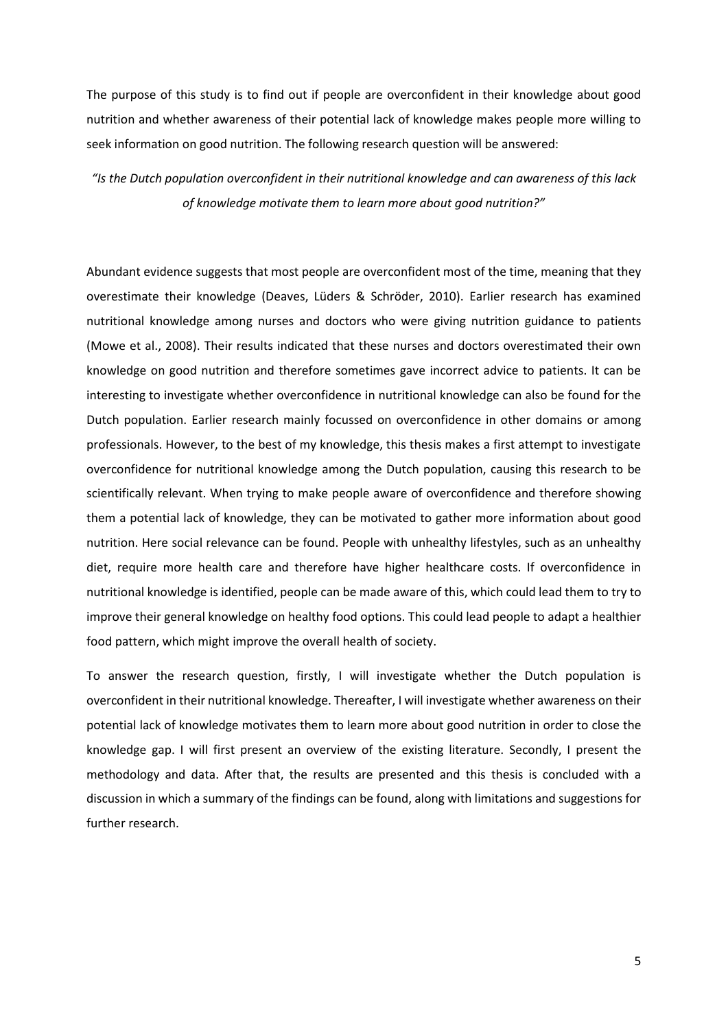The purpose of this study is to find out if people are overconfident in their knowledge about good nutrition and whether awareness of their potential lack of knowledge makes people more willing to seek information on good nutrition. The following research question will be answered:

*"Is the Dutch population overconfident in their nutritional knowledge and can awareness of this lack of knowledge motivate them to learn more about good nutrition?"*

Abundant evidence suggests that most people are overconfident most of the time, meaning that they overestimate their knowledge (Deaves, Lüders & Schröder, 2010). Earlier research has examined nutritional knowledge among nurses and doctors who were giving nutrition guidance to patients (Mowe et al., 2008). Their results indicated that these nurses and doctors overestimated their own knowledge on good nutrition and therefore sometimes gave incorrect advice to patients. It can be interesting to investigate whether overconfidence in nutritional knowledge can also be found for the Dutch population. Earlier research mainly focussed on overconfidence in other domains or among professionals. However, to the best of my knowledge, this thesis makes a first attempt to investigate overconfidence for nutritional knowledge among the Dutch population, causing this research to be scientifically relevant. When trying to make people aware of overconfidence and therefore showing them a potential lack of knowledge, they can be motivated to gather more information about good nutrition. Here social relevance can be found. People with unhealthy lifestyles, such as an unhealthy diet, require more health care and therefore have higher healthcare costs. If overconfidence in nutritional knowledge is identified, people can be made aware of this, which could lead them to try to improve their general knowledge on healthy food options. This could lead people to adapt a healthier food pattern, which might improve the overall health of society.

To answer the research question, firstly, I will investigate whether the Dutch population is overconfident in their nutritional knowledge. Thereafter, I will investigate whether awareness on their potential lack of knowledge motivates them to learn more about good nutrition in order to close the knowledge gap. I will first present an overview of the existing literature. Secondly, I present the methodology and data. After that, the results are presented and this thesis is concluded with a discussion in which a summary of the findings can be found, along with limitations and suggestions for further research.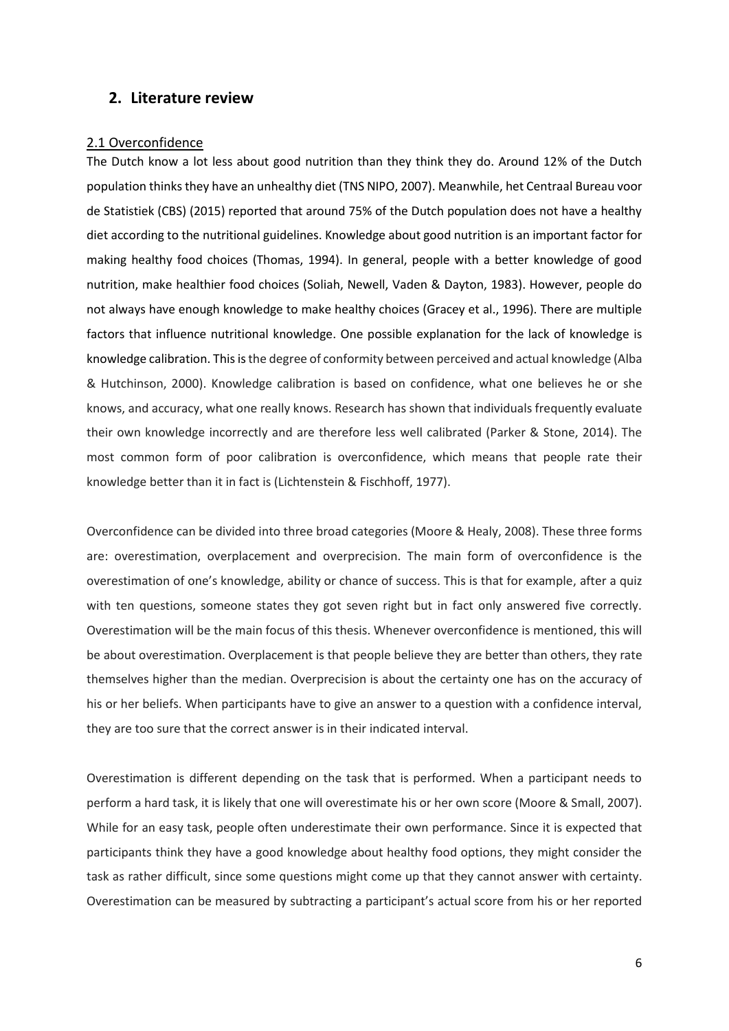## 2. Literature review

### 2.1 Overconfidence

The Dutch know a lot less about good nutrition than they think they do. Around 12% of the Dutch population thinks they have an unhealthy diet (TNS NIPO, 2007). Meanwhile, het Centraal Bureau voor de Statistiek (CBS) (2015) reported that around 75% of the Dutch population does not have a healthy diet according to the nutritional guidelines. Knowledge about good nutrition is an important factor for making healthy food choices (Thomas, 1994). In general, people with a better knowledge of good nutrition, make healthier food choices (Soliah, Newell, Vaden & Dayton, 1983). However, people do not always have enough knowledge to make healthy choices (Gracey et al., 1996). There are multiple factors that influence nutritional knowledge. One possible explanation for the lack of knowledge is knowledge calibration. This is the degree of conformity between perceived and actual knowledge (Alba & Hutchinson, 2000). Knowledge calibration is based on confidence, what one believes he or she knows, and accuracy, what one really knows. Research has shown that individuals frequently evaluate their own knowledge incorrectly and are therefore less well calibrated (Parker & Stone, 2014). The most common form of poor calibration is overconfidence, which means that people rate their knowledge better than it in fact is (Lichtenstein & Fischhoff, 1977).

Overconfidence can be divided into three broad categories (Moore & Healy, 2008). These three forms are: overestimation, overplacement and overprecision. The main form of overconfidence is the overestimation of one's knowledge, ability or chance of success. This is that for example, after a quiz with ten questions, someone states they got seven right but in fact only answered five correctly. Overestimation will be the main focus of this thesis. Whenever overconfidence is mentioned, this will be about overestimation. Overplacement is that people believe they are better than others, they rate themselves higher than the median. Overprecision is about the certainty one has on the accuracy of his or her beliefs. When participants have to give an answer to a question with a confidence interval, they are too sure that the correct answer is in their indicated interval.

Overestimation is different depending on the task that is performed. When a participant needs to perform a hard task, it is likely that one will overestimate his or her own score (Moore & Small, 2007). While for an easy task, people often underestimate their own performance. Since it is expected that participants think they have a good knowledge about healthy food options, they might consider the task as rather difficult, since some questions might come up that they cannot answer with certainty. Overestimation can be measured by subtracting a participant's actual score from his or her reported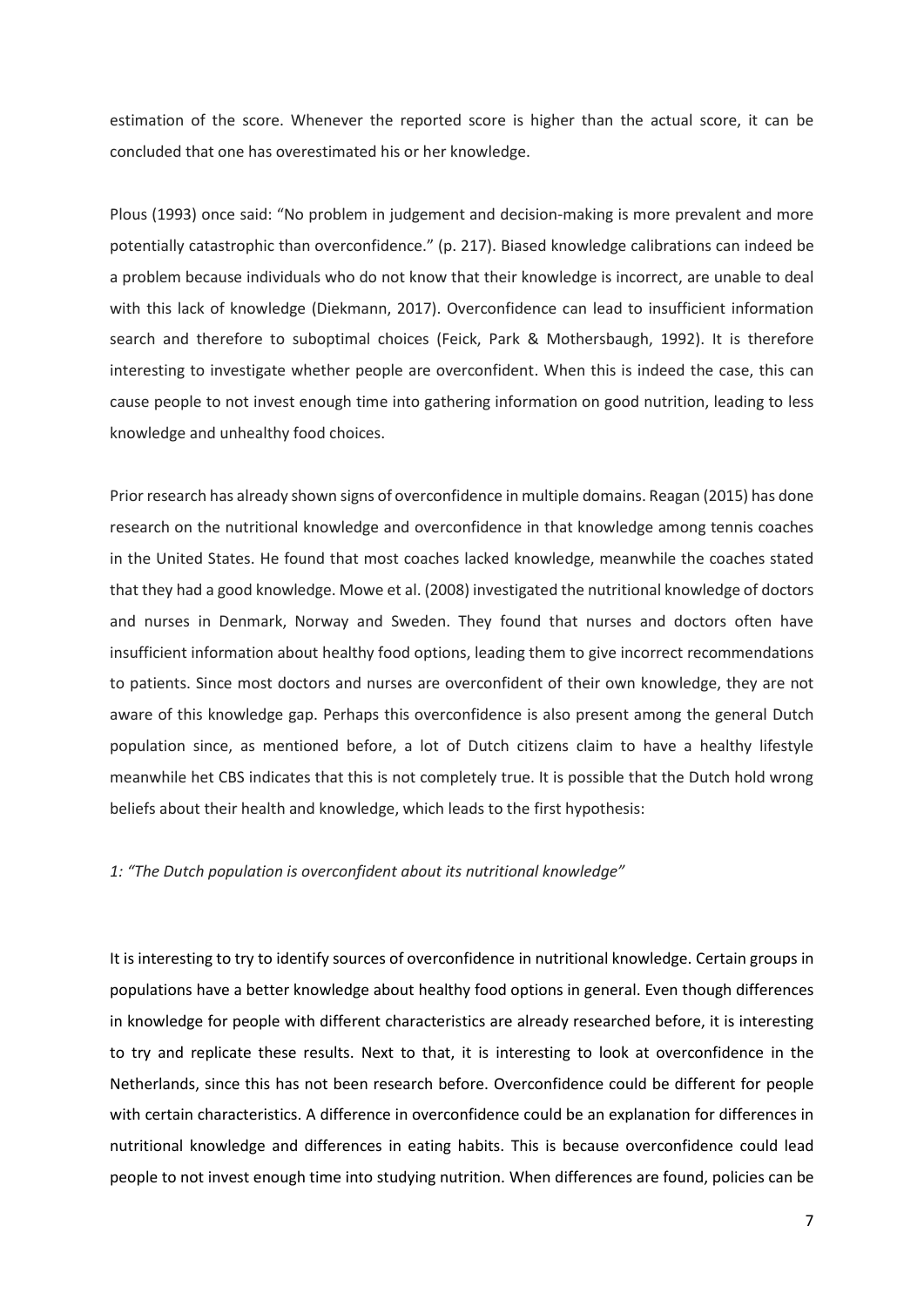estimation of the score. Whenever the reported score is higher than the actual score, it can be concluded that one has overestimated his or her knowledge.

Plous (1993) once said: "No problem in judgement and decision-making is more prevalent and more potentially catastrophic than overconfidence." (p. 217). Biased knowledge calibrations can indeed be a problem because individuals who do not know that their knowledge is incorrect, are unable to deal with this lack of knowledge (Diekmann, 2017). Overconfidence can lead to insufficient information search and therefore to suboptimal choices (Feick, Park & Mothersbaugh, 1992). It is therefore interesting to investigate whether people are overconfident. When this is indeed the case, this can cause people to not invest enough time into gathering information on good nutrition, leading to less knowledge and unhealthy food choices.

Prior research has already shown signs of overconfidence in multiple domains. Reagan (2015) has done research on the nutritional knowledge and overconfidence in that knowledge among tennis coaches in the United States. He found that most coaches lacked knowledge, meanwhile the coaches stated that they had a good knowledge. Mowe et al. (2008) investigated the nutritional knowledge of doctors and nurses in Denmark, Norway and Sweden. They found that nurses and doctors often have insufficient information about healthy food options, leading them to give incorrect recommendations to patients. Since most doctors and nurses are overconfident of their own knowledge, they are not aware of this knowledge gap. Perhaps this overconfidence is also present among the general Dutch population since, as mentioned before, a lot of Dutch citizens claim to have a healthy lifestyle meanwhile het CBS indicates that this is not completely true. It is possible that the Dutch hold wrong beliefs about their health and knowledge, which leads to the first hypothesis:

*1: "The Dutch population is overconfident about its nutritional knowledge"*

It is interesting to try to identify sources of overconfidence in nutritional knowledge. Certain groups in populations have a better knowledge about healthy food options in general. Even though differences in knowledge for people with different characteristics are already researched before, it is interesting to try and replicate these results. Next to that, it is interesting to look at overconfidence in the Netherlands, since this has not been research before. Overconfidence could be different for people with certain characteristics. A difference in overconfidence could be an explanation for differences in nutritional knowledge and differences in eating habits. This is because overconfidence could lead people to not invest enough time into studying nutrition. When differences are found, policies can be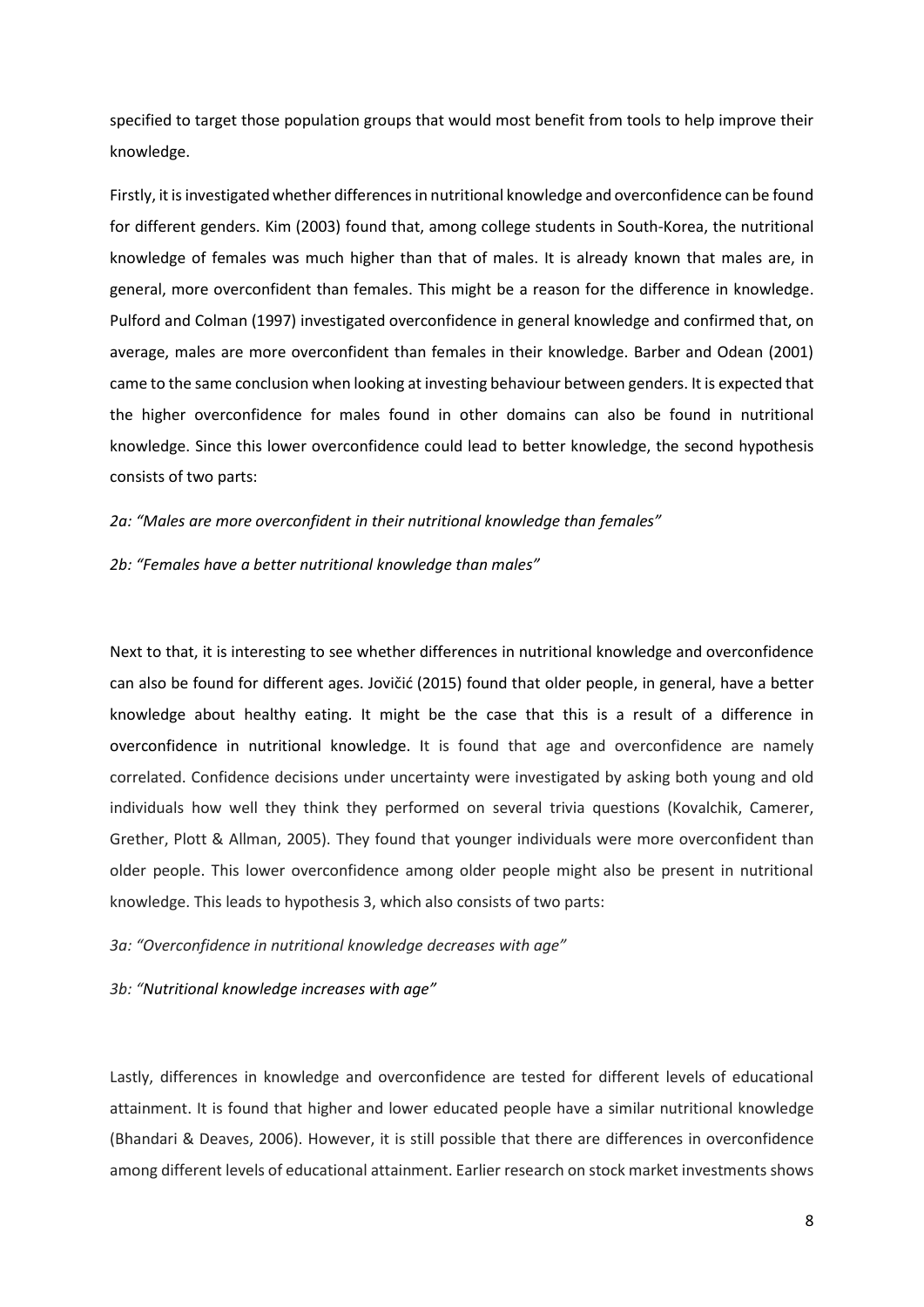specified to target those population groups that would most benefit from tools to help improve their knowledge.

Firstly, it is investigated whether differences in nutritional knowledge and overconfidence can be found for different genders. Kim (2003) found that, among college students in South-Korea, the nutritional knowledge of females was much higher than that of males. It is already known that males are, in general, more overconfident than females. This might be a reason for the difference in knowledge. Pulford and Colman (1997) investigated overconfidence in general knowledge and confirmed that, on average, males are more overconfident than females in their knowledge. Barber and Odean (2001) came to the same conclusion when looking at investing behaviour between genders. It is expected that the higher overconfidence for males found in other domains can also be found in nutritional knowledge. Since this lower overconfidence could lead to better knowledge, the second hypothesis consists of two parts:

*2a: "Males are more overconfident in their nutritional knowledge than females"*

*2b: "Females have a better nutritional knowledge than males"*

Next to that, it is interesting to see whether differences in nutritional knowledge and overconfidence can also be found for different ages. Jovičić (2015) found that older people, in general, have a better knowledge about healthy eating. It might be the case that this is a result of a difference in overconfidence in nutritional knowledge. It is found that age and overconfidence are namely correlated. Confidence decisions under uncertainty were investigated by asking both young and old individuals how well they think they performed on several trivia questions (Kovalchik, Camerer, Grether, Plott & Allman, 2005). They found that younger individuals were more overconfident than older people. This lower overconfidence among older people might also be present in nutritional knowledge. This leads to hypothesis 3, which also consists of two parts:

*3a: "Overconfidence in nutritional knowledge decreases with age"*

*3b: "Nutritional knowledge increases with age"*

Lastly, differences in knowledge and overconfidence are tested for different levels of educational attainment. It is found that higher and lower educated people have a similar nutritional knowledge (Bhandari & Deaves, 2006). However, it is still possible that there are differences in overconfidence among different levels of educational attainment. Earlier research on stock market investments shows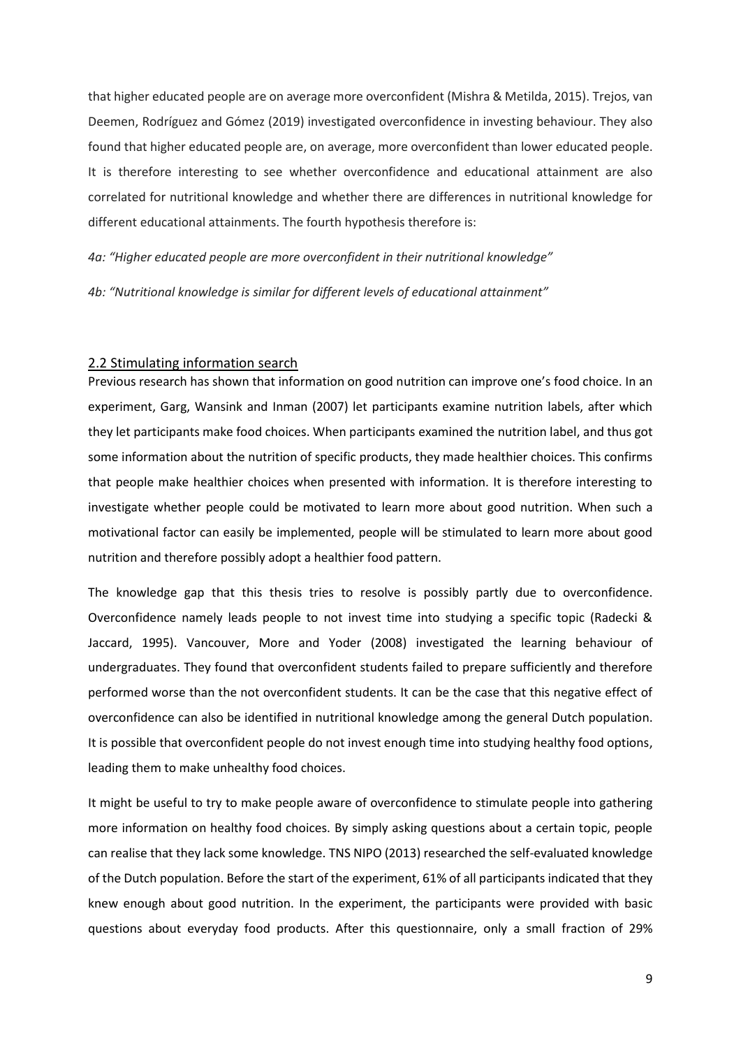that higher educated people are on average more overconfident (Mishra & Metilda, 2015). Trejos, van Deemen, Rodríguez and Gómez (2019) investigated overconfidence in investing behaviour. They also found that higher educated people are, on average, more overconfident than lower educated people. It is therefore interesting to see whether overconfidence and educational attainment are also correlated for nutritional knowledge and whether there are differences in nutritional knowledge for different educational attainments. The fourth hypothesis therefore is:

*4a: "Higher educated people are more overconfident in their nutritional knowledge"*

*4b: "Nutritional knowledge is similar for different levels of educational attainment"*

## 2.2 Stimulating information search

Previous research has shown that information on good nutrition can improve one's food choice. In an experiment, Garg, Wansink and Inman (2007) let participants examine nutrition labels, after which they let participants make food choices. When participants examined the nutrition label, and thus got some information about the nutrition of specific products, they made healthier choices. This confirms that people make healthier choices when presented with information. It is therefore interesting to investigate whether people could be motivated to learn more about good nutrition. When such a motivational factor can easily be implemented, people will be stimulated to learn more about good nutrition and therefore possibly adopt a healthier food pattern.

The knowledge gap that this thesis tries to resolve is possibly partly due to overconfidence. Overconfidence namely leads people to not invest time into studying a specific topic (Radecki & Jaccard, 1995). Vancouver, More and Yoder (2008) investigated the learning behaviour of undergraduates. They found that overconfident students failed to prepare sufficiently and therefore performed worse than the not overconfident students. It can be the case that this negative effect of overconfidence can also be identified in nutritional knowledge among the general Dutch population. It is possible that overconfident people do not invest enough time into studying healthy food options, leading them to make unhealthy food choices.

It might be useful to try to make people aware of overconfidence to stimulate people into gathering more information on healthy food choices. By simply asking questions about a certain topic, people can realise that they lack some knowledge. TNS NIPO (2013) researched the self-evaluated knowledge of the Dutch population. Before the start of the experiment, 61% of all participants indicated that they knew enough about good nutrition. In the experiment, the participants were provided with basic questions about everyday food products. After this questionnaire, only a small fraction of 29%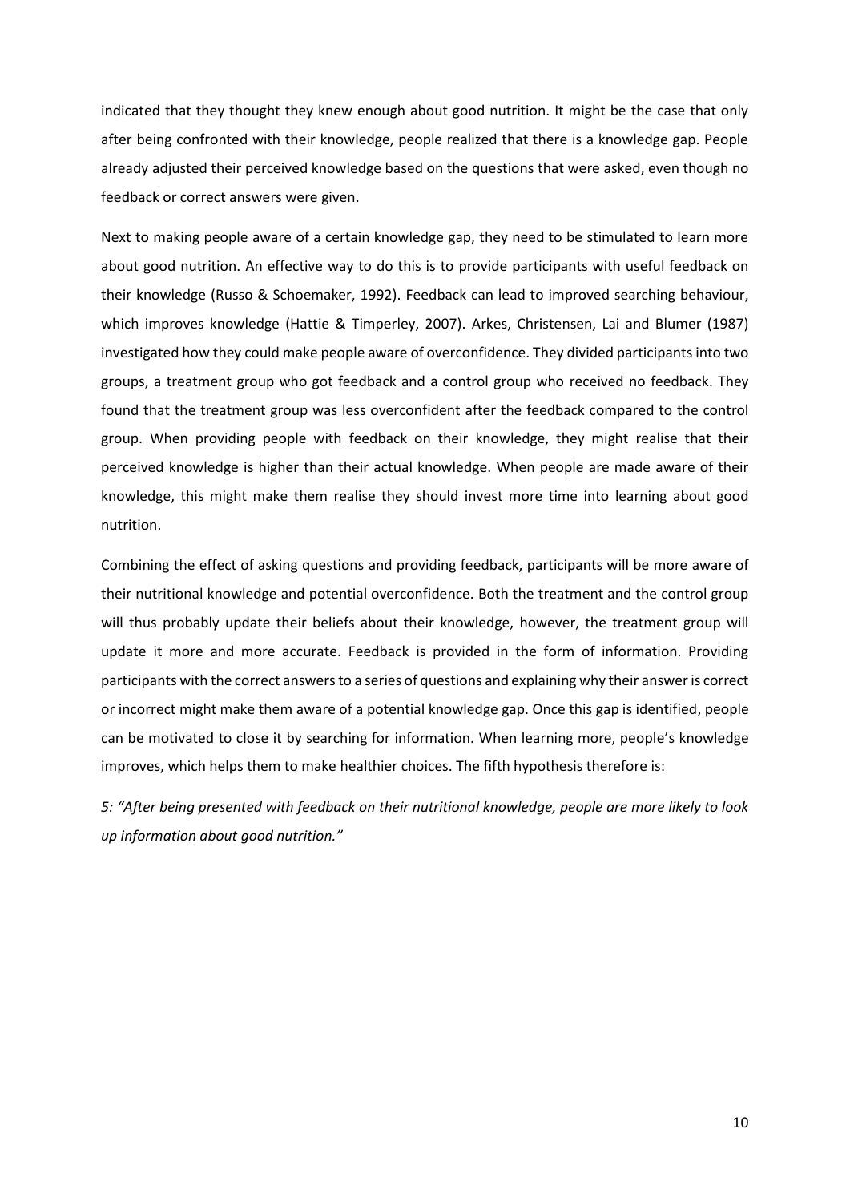indicated that they thought they knew enough about good nutrition. It might be the case that only after being confronted with their knowledge, people realized that there is a knowledge gap. People already adjusted their perceived knowledge based on the questions that were asked, even though no feedback or correct answers were given.

Next to making people aware of a certain knowledge gap, they need to be stimulated to learn more about good nutrition. An effective way to do this is to provide participants with useful feedback on their knowledge (Russo & Schoemaker, 1992). Feedback can lead to improved searching behaviour, which improves knowledge (Hattie & Timperley, 2007). Arkes, Christensen, Lai and Blumer (1987) investigated how they could make people aware of overconfidence. They divided participants into two groups, a treatment group who got feedback and a control group who received no feedback. They found that the treatment group was less overconfident after the feedback compared to the control group. When providing people with feedback on their knowledge, they might realise that their perceived knowledge is higher than their actual knowledge. When people are made aware of their knowledge, this might make them realise they should invest more time into learning about good nutrition.

Combining the effect of asking questions and providing feedback, participants will be more aware of their nutritional knowledge and potential overconfidence. Both the treatment and the control group will thus probably update their beliefs about their knowledge, however, the treatment group will update it more and more accurate. Feedback is provided in the form of information. Providing participants with the correct answers to a series of questions and explaining why their answer is correct or incorrect might make them aware of a potential knowledge gap. Once this gap is identified, people can be motivated to close it by searching for information. When learning more, people's knowledge improves, which helps them to make healthier choices. The fifth hypothesis therefore is:

*5: "After being presented with feedback on their nutritional knowledge, people are more likely to look up information about good nutrition."*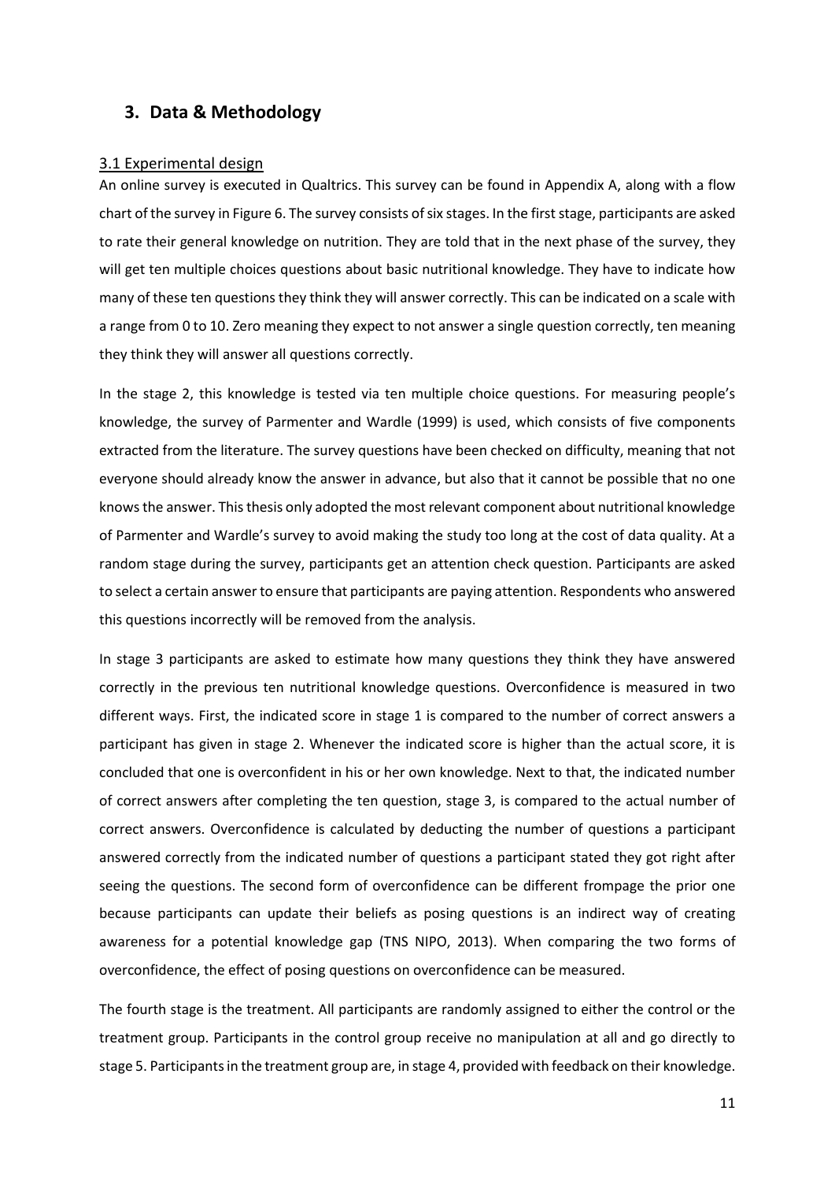## 3. Data & Methodology

### 3.1 Experimental design

An online survey is executed in Qualtrics. This survey can be found in Appendix A, along with a flow chart of the survey in Figure 6. The survey consists of six stages. In the first stage, participants are asked to rate their general knowledge on nutrition. They are told that in the next phase of the survey, they will get ten multiple choices questions about basic nutritional knowledge. They have to indicate how many of these ten questions they think they will answer correctly. This can be indicated on a scale with a range from 0 to 10. Zero meaning they expect to not answer a single question correctly, ten meaning they think they will answer all questions correctly.

In the stage 2, this knowledge is tested via ten multiple choice questions. For measuring people's knowledge, the survey of Parmenter and Wardle (1999) is used, which consists of five components extracted from the literature. The survey questions have been checked on difficulty, meaning that not everyone should already know the answer in advance, but also that it cannot be possible that no one knows the answer. This thesis only adopted the most relevant component about nutritional knowledge of Parmenter and Wardle's survey to avoid making the study too long at the cost of data quality. At a random stage during the survey, participants get an attention check question. Participants are asked to select a certain answer to ensure that participants are paying attention. Respondents who answered this questions incorrectly will be removed from the analysis.

In stage 3 participants are asked to estimate how many questions they think they have answered correctly in the previous ten nutritional knowledge questions. Overconfidence is measured in two different ways. First, the indicated score in stage 1 is compared to the number of correct answers a participant has given in stage 2. Whenever the indicated score is higher than the actual score, it is concluded that one is overconfident in his or her own knowledge. Next to that, the indicated number of correct answers after completing the ten question, stage 3, is compared to the actual number of correct answers. Overconfidence is calculated by deducting the number of questions a participant answered correctly from the indicated number of questions a participant stated they got right after seeing the questions. The second form of overconfidence can be different frompage the prior one because participants can update their beliefs as posing questions is an indirect way of creating awareness for a potential knowledge gap (TNS NIPO, 2013). When comparing the two forms of overconfidence, the effect of posing questions on overconfidence can be measured.

The fourth stage is the treatment. All participants are randomly assigned to either the control or the treatment group. Participants in the control group receive no manipulation at all and go directly to stage 5. Participants in the treatment group are, in stage 4, provided with feedback on their knowledge.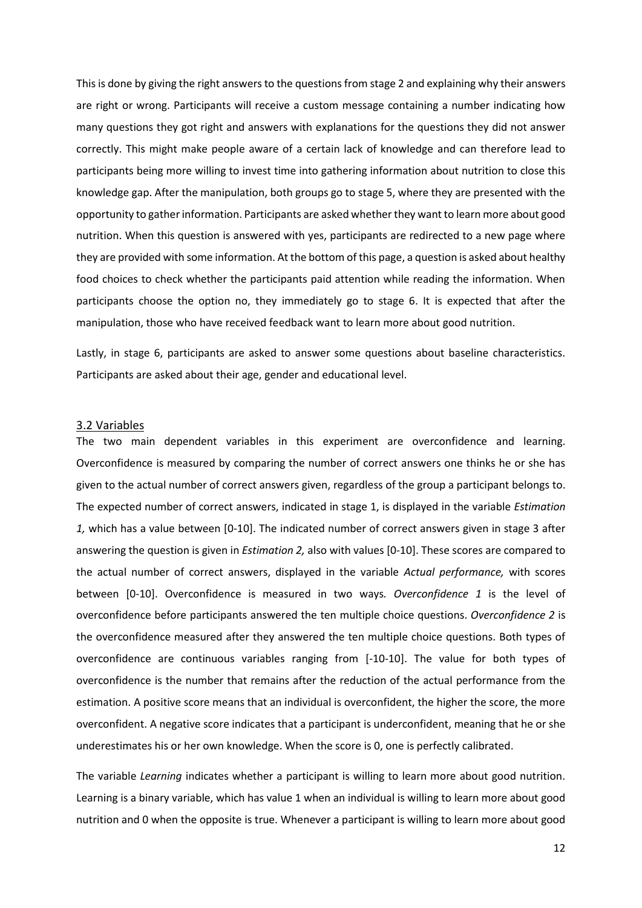This is done by giving the right answers to the questions from stage 2 and explaining why their answers are right or wrong. Participants will receive a custom message containing a number indicating how many questions they got right and answers with explanations for the questions they did not answer correctly. This might make people aware of a certain lack of knowledge and can therefore lead to participants being more willing to invest time into gathering information about nutrition to close this knowledge gap. After the manipulation, both groups go to stage 5, where they are presented with the opportunity to gather information. Participants are asked whether they want to learn more about good nutrition. When this question is answered with yes, participants are redirected to a new page where they are provided with some information. At the bottom of this page, a question is asked about healthy food choices to check whether the participants paid attention while reading the information. When participants choose the option no, they immediately go to stage 6. It is expected that after the manipulation, those who have received feedback want to learn more about good nutrition.

Lastly, in stage 6, participants are asked to answer some questions about baseline characteristics. Participants are asked about their age, gender and educational level.

## 3.2 Variables

The two main dependent variables in this experiment are overconfidence and learning. Overconfidence is measured by comparing the number of correct answers one thinks he or she has given to the actual number of correct answers given, regardless of the group a participant belongs to. The expected number of correct answers, indicated in stage 1, is displayed in the variable *Estimation 1,* which has a value between [0-10]. The indicated number of correct answers given in stage 3 after answering the question is given in *Estimation 2,* also with values [0-10]. These scores are compared to the actual number of correct answers, displayed in the variable *Actual performance,* with scores between [0-10]. Overconfidence is measured in two ways. *Overconfidence 1* is the level of overconfidence before participants answered the ten multiple choice questions. *Overconfidence 2* is the overconfidence measured after they answered the ten multiple choice questions. Both types of overconfidence are continuous variables ranging from [-10-10]. The value for both types of overconfidence is the number that remains after the reduction of the actual performance from the estimation. A positive score means that an individual is overconfident, the higher the score, the more overconfident. A negative score indicates that a participant is underconfident, meaning that he or she underestimates his or her own knowledge. When the score is 0, one is perfectly calibrated.

The variable *Learning* indicates whether a participant is willing to learn more about good nutrition. Learning is a binary variable, which has value 1 when an individual is willing to learn more about good nutrition and 0 when the opposite is true. Whenever a participant is willing to learn more about good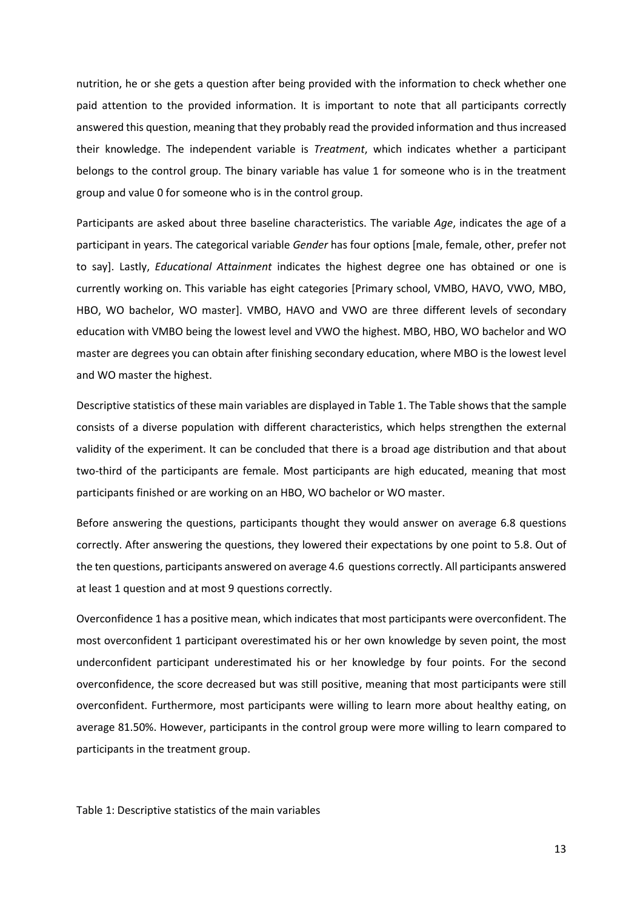nutrition, he or she gets a question after being provided with the information to check whether one paid attention to the provided information. It is important to note that all participants correctly answered this question, meaning that they probably read the provided information and thus increased their knowledge. The independent variable is *Treatment*, which indicates whether a participant belongs to the control group. The binary variable has value 1 for someone who is in the treatment group and value 0 for someone who is in the control group.

Participants are asked about three baseline characteristics. The variable *Age*, indicates the age of a participant in years. The categorical variable *Gender* has four options [male, female, other, prefer not to say]. Lastly, *Educational Attainment* indicates the highest degree one has obtained or one is currently working on. This variable has eight categories [Primary school, VMBO, HAVO, VWO, MBO, HBO, WO bachelor, WO master]. VMBO, HAVO and VWO are three different levels of secondary education with VMBO being the lowest level and VWO the highest. MBO, HBO, WO bachelor and WO master are degrees you can obtain after finishing secondary education, where MBO is the lowest level and WO master the highest.

Descriptive statistics of these main variables are displayed in Table 1. The Table shows that the sample consists of a diverse population with different characteristics, which helps strengthen the external validity of the experiment. It can be concluded that there is a broad age distribution and that about two-third of the participants are female. Most participants are high educated, meaning that most participants finished or are working on an HBO, WO bachelor or WO master.

Before answering the questions, participants thought they would answer on average 6.8 questions correctly. After answering the questions, they lowered their expectations by one point to 5.8. Out of the ten questions, participants answered on average 4.6 questions correctly. All participants answered at least 1 question and at most 9 questions correctly.

Overconfidence 1 has a positive mean, which indicates that most participants were overconfident. The most overconfident 1 participant overestimated his or her own knowledge by seven point, the most underconfident participant underestimated his or her knowledge by four points. For the second overconfidence, the score decreased but was still positive, meaning that most participants were still overconfident. Furthermore, most participants were willing to learn more about healthy eating, on average 81.50%. However, participants in the control group were more willing to learn compared to participants in the treatment group.

Table 1: Descriptive statistics of the main variables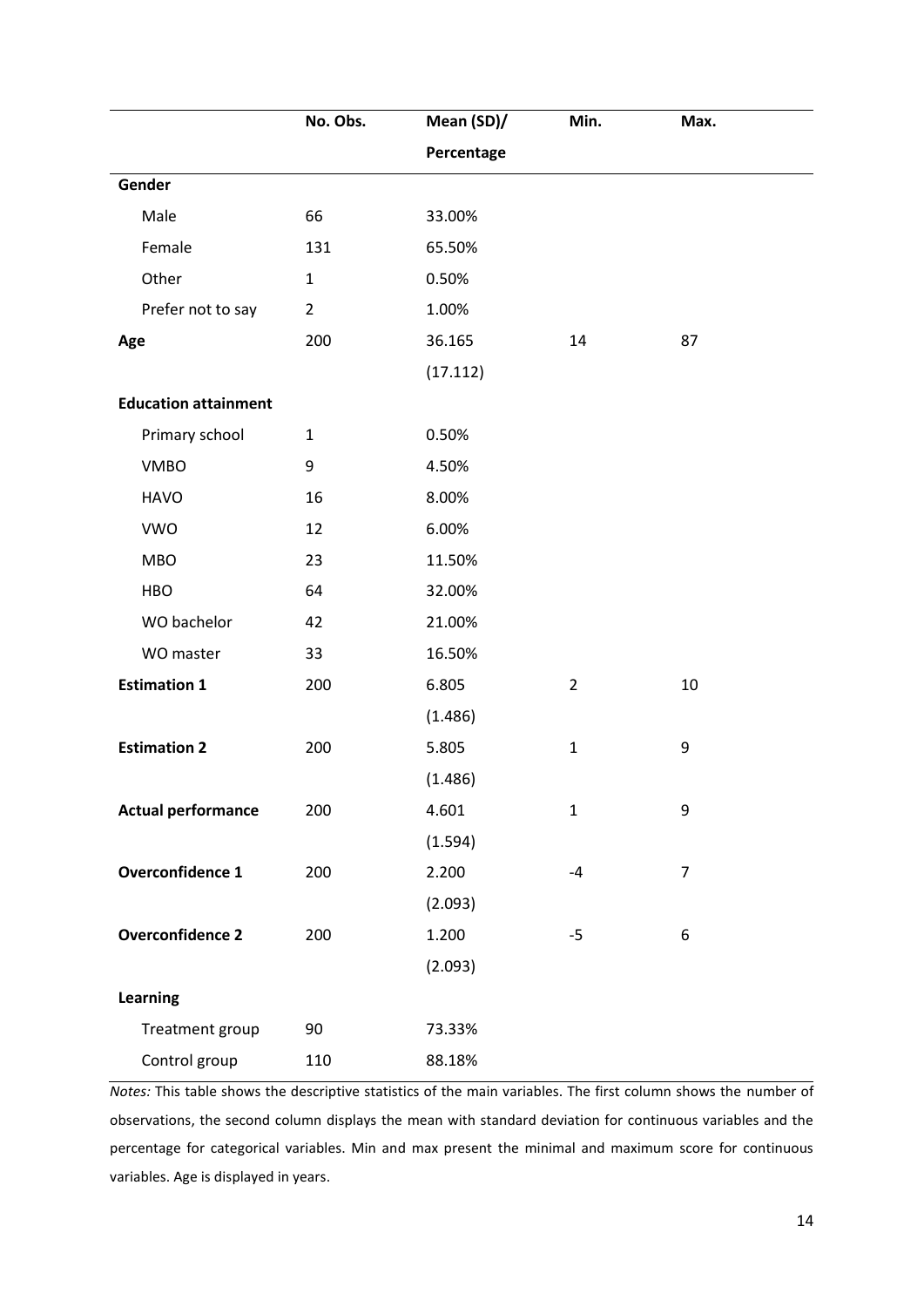| | No. Obs. | Mean (SD)/ Percentage | Min. | Max. |
|---|---|---|---|---|
| **Gender** | | | | |
| Male | 66 | 33.00% | | |
| Female | 131 | 65.50% | | |
| Other | 1 | 0.50% | | |
| Prefer not to say | 2 | 1.00% | | |
| **Age** | 200 | 36.165 | 14 | 87 |
| | | (17.112) | | |
| **Education attainment** | | | | |
| Primary school | 1 | 0.50% | | |
| VMBO | 9 | 4.50% | | |
| HAVO | 16 | 8.00% | | |
| VWO | 12 | 6.00% | | |
| MBO | 23 | 11.50% | | |
| HBO | 64 | 32.00% | | |
| WO bachelor | 42 | 21.00% | | |
| WO master | 33 | 16.50% | | |
| **Estimation 1** | 200 | 6.805 | 2 | 10 |
| | | (1.486) | | |
| **Estimation 2** | 200 | 5.805 | 1 | 9 |
| | | (1.486) | | |
| **Actual performance** | 200 | 4.601 | 1 | 9 |
| | | (1.594) | | |
| **Overconfidence 1** | 200 | 2.200 | -4 | 7 |
| | | (2.093) | | |
| **Overconfidence 2** | 200 | 1.200 | -5 | 6 |
| | | (2.093) | | |
| **Learning** | | | | |
| Treatment group | 90 | 73.33% | | |
| Control group | 110 | 88.18% | | |

*Notes:* This table shows the descriptive statistics of the main variables. The first column shows the number of observations, the second column displays the mean with standard deviation for continuous variables and the percentage for categorical variables. Min and max present the minimal and maximum score for continuous variables. Age is displayed in years.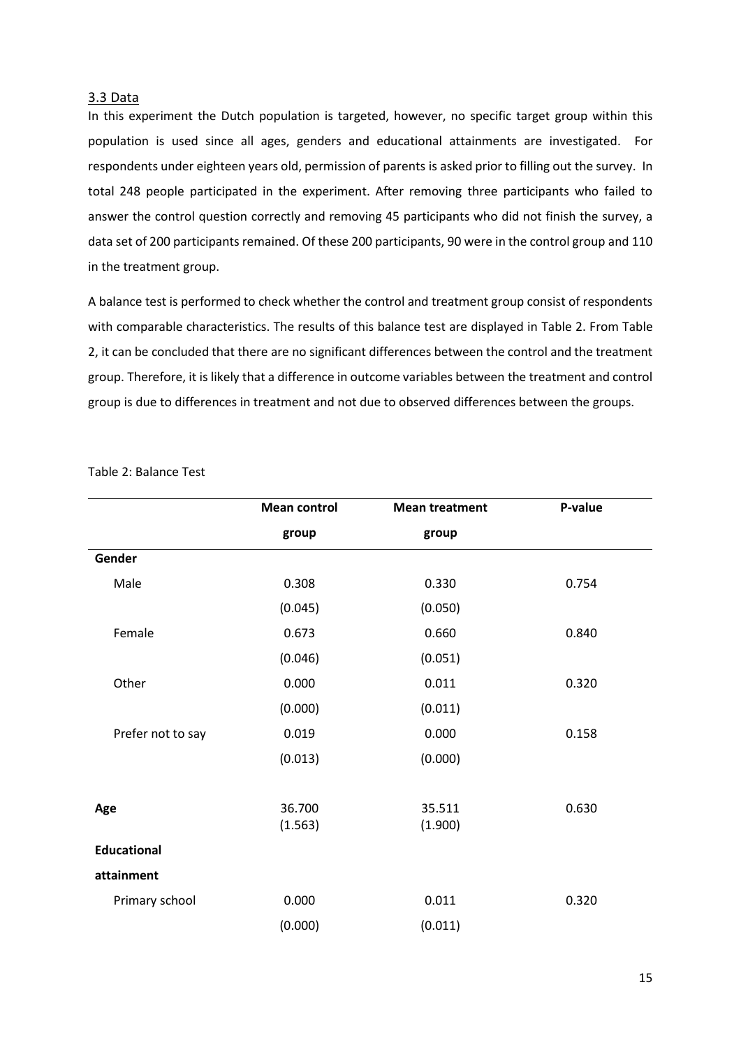### 3.3 Data

In this experiment the Dutch population is targeted, however, no specific target group within this population is used since all ages, genders and educational attainments are investigated. For respondents under eighteen years old, permission of parents is asked prior to filling out the survey. In total 248 people participated in the experiment. After removing three participants who failed to answer the control question correctly and removing 45 participants who did not finish the survey, a data set of 200 participants remained. Of these 200 participants, 90 were in the control group and 110 in the treatment group.

A balance test is performed to check whether the control and treatment group consist of respondents with comparable characteristics. The results of this balance test are displayed in Table 2. From Table 2, it can be concluded that there are no significant differences between the control and the treatment group. Therefore, it is likely that a difference in outcome variables between the treatment and control group is due to differences in treatment and not due to observed differences between the groups.

Table 2: Balance Test

| | **Mean control group** | **Mean treatment group** | **P-value** |
|---|---|---|---|
| **Gender** | | | |
| Male | 0.308 | 0.330 | 0.754 |
| | (0.045) | (0.050) | |
| Female | 0.673 | 0.660 | 0.840 |
| | (0.046) | (0.051) | |
| Other | 0.000 | 0.011 | 0.320 |
| | (0.000) | (0.011) | |
| Prefer not to say | 0.019 | 0.000 | 0.158 |
| | (0.013) | (0.000) | |
| **Age** | 36.700 | 35.511 | 0.630 |
| | (1.563) | (1.900) | |
| **Educational attainment** | | | |
| Primary school | 0.000 | 0.011 | 0.320 |
| | (0.000) | (0.011) | |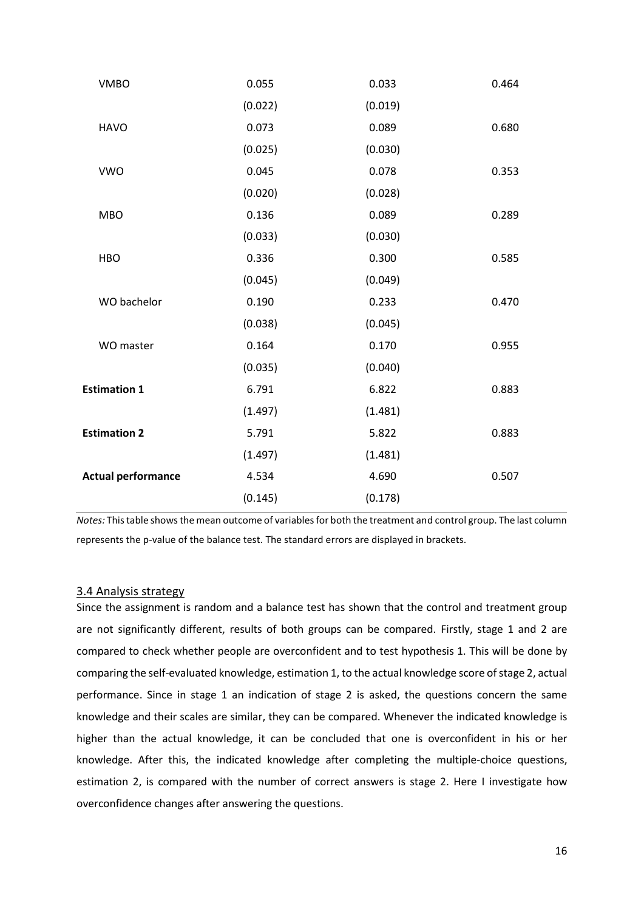| | | | |
|---|---|---|---|
| VMBO | 0.055 | 0.033 | 0.464 |
| | (0.022) | (0.019) | |
| HAVO | 0.073 | 0.089 | 0.680 |
| | (0.025) | (0.030) | |
| VWO | 0.045 | 0.078 | 0.353 |
| | (0.020) | (0.028) | |
| MBO | 0.136 | 0.089 | 0.289 |
| | (0.033) | (0.030) | |
| HBO | 0.336 | 0.300 | 0.585 |
| | (0.045) | (0.049) | |
| WO bachelor | 0.190 | 0.233 | 0.470 |
| | (0.038) | (0.045) | |
| WO master | 0.164 | 0.170 | 0.955 |
| | (0.035) | (0.040) | |
| **Estimation 1** | 6.791 | 6.822 | 0.883 |
| | (1.497) | (1.481) | |
| **Estimation 2** | 5.791 | 5.822 | 0.883 |
| | (1.497) | (1.481) | |
| **Actual performance** | 4.534 | 4.690 | 0.507 |
| | (0.145) | (0.178) | |

*Notes:* This table shows the mean outcome of variables for both the treatment and control group. The last column represents the p-value of the balance test. The standard errors are displayed in brackets.

### 3.4 Analysis strategy

Since the assignment is random and a balance test has shown that the control and treatment group are not significantly different, results of both groups can be compared. Firstly, stage 1 and 2 are compared to check whether people are overconfident and to test hypothesis 1. This will be done by comparing the self-evaluated knowledge, estimation 1, to the actual knowledge score of stage 2, actual performance. Since in stage 1 an indication of stage 2 is asked, the questions concern the same knowledge and their scales are similar, they can be compared. Whenever the indicated knowledge is higher than the actual knowledge, it can be concluded that one is overconfident in his or her knowledge. After this, the indicated knowledge after completing the multiple-choice questions, estimation 2, is compared with the number of correct answers is stage 2. Here I investigate how overconfidence changes after answering the questions.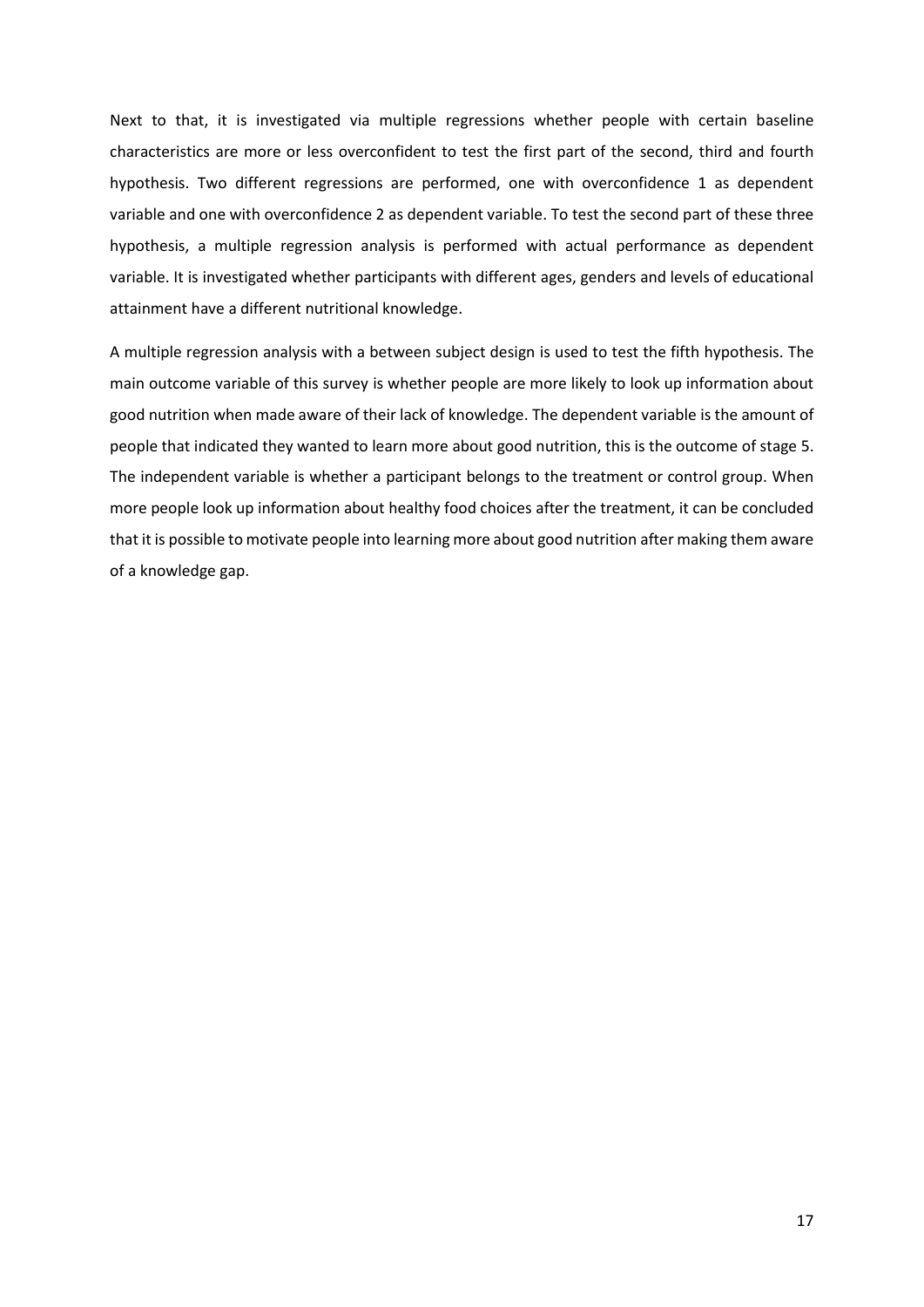Next to that, it is investigated via multiple regressions whether people with certain baseline characteristics are more or less overconfident to test the first part of the second, third and fourth hypothesis. Two different regressions are performed, one with overconfidence 1 as dependent variable and one with overconfidence 2 as dependent variable. To test the second part of these three hypothesis, a multiple regression analysis is performed with actual performance as dependent variable. It is investigated whether participants with different ages, genders and levels of educational attainment have a different nutritional knowledge.

A multiple regression analysis with a between subject design is used to test the fifth hypothesis. The main outcome variable of this survey is whether people are more likely to look up information about good nutrition when made aware of their lack of knowledge. The dependent variable is the amount of people that indicated they wanted to learn more about good nutrition, this is the outcome of stage 5. The independent variable is whether a participant belongs to the treatment or control group. When more people look up information about healthy food choices after the treatment, it can be concluded that it is possible to motivate people into learning more about good nutrition after making them aware of a knowledge gap.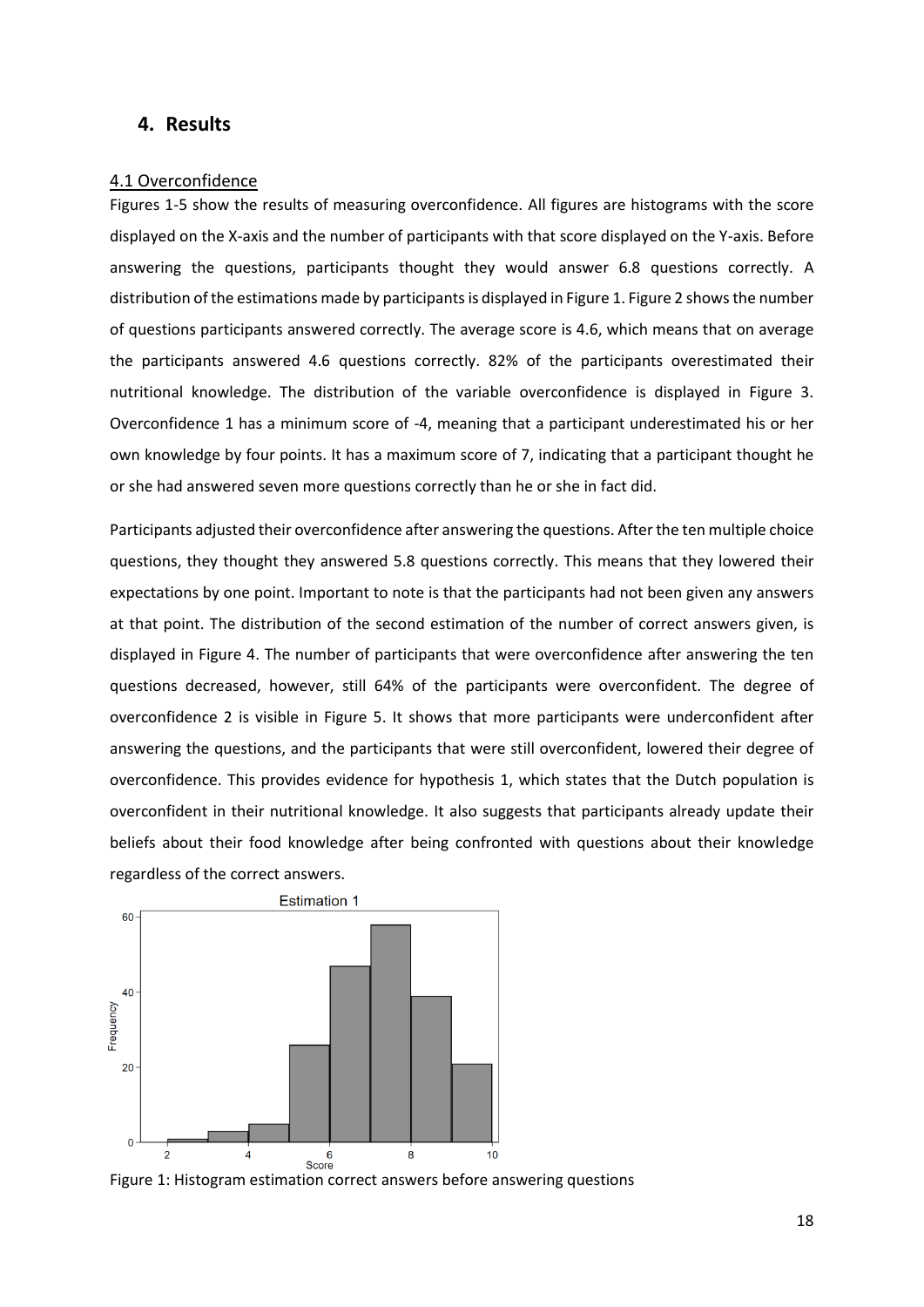## 4. Results

### 4.1 Overconfidence

Figures 1-5 show the results of measuring overconfidence. All figures are histograms with the score displayed on the X-axis and the number of participants with that score displayed on the Y-axis. Before answering the questions, participants thought they would answer 6.8 questions correctly. A distribution of the estimations made by participants is displayed in Figure 1. Figure 2 shows the number of questions participants answered correctly. The average score is 4.6, which means that on average the participants answered 4.6 questions correctly. 82% of the participants overestimated their nutritional knowledge. The distribution of the variable overconfidence is displayed in Figure 3. Overconfidence 1 has a minimum score of -4, meaning that a participant underestimated his or her own knowledge by four points. It has a maximum score of 7, indicating that a participant thought he or she had answered seven more questions correctly than he or she in fact did.

Participants adjusted their overconfidence after answering the questions. After the ten multiple choice questions, they thought they answered 5.8 questions correctly. This means that they lowered their expectations by one point. Important to note is that the participants had not been given any answers at that point. The distribution of the second estimation of the number of correct answers given, is displayed in Figure 4. The number of participants that were overconfidence after answering the ten questions decreased, however, still 64% of the participants were overconfident. The degree of overconfidence 2 is visible in Figure 5. It shows that more participants were underconfident after answering the questions, and the participants that were still overconfident, lowered their degree of overconfidence. This provides evidence for hypothesis 1, which states that the Dutch population is overconfident in their nutritional knowledge. It also suggests that participants already update their beliefs about their food knowledge after being confronted with questions about their knowledge regardless of the correct answers.

Figure 1: Histogram estimation correct answers before answering questions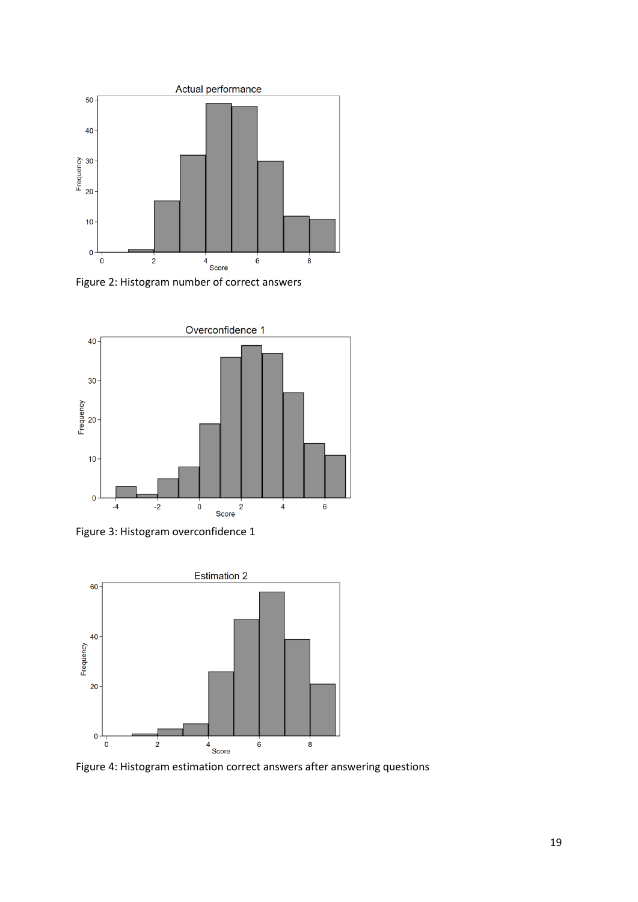Figure 2: Histogram number of correct answers

Figure 3: Histogram overconfidence 1

Figure 4: Histogram estimation correct answers after answering questions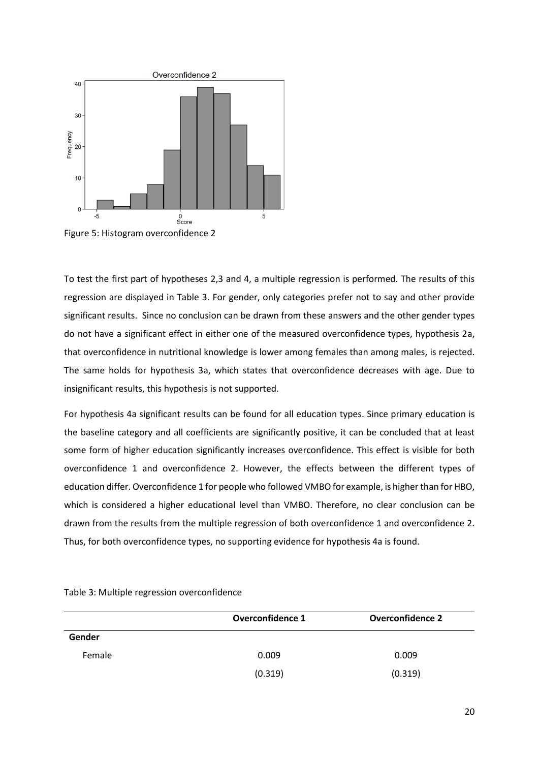Figure 5: Histogram overconfidence 2

To test the first part of hypotheses 2,3 and 4, a multiple regression is performed. The results of this regression are displayed in Table 3. For gender, only categories prefer not to say and other provide significant results. Since no conclusion can be drawn from these answers and the other gender types do not have a significant effect in either one of the measured overconfidence types, hypothesis 2a, that overconfidence in nutritional knowledge is lower among females than among males, is rejected. The same holds for hypothesis 3a, which states that overconfidence decreases with age. Due to insignificant results, this hypothesis is not supported.

For hypothesis 4a significant results can be found for all education types. Since primary education is the baseline category and all coefficients are significantly positive, it can be concluded that at least some form of higher education significantly increases overconfidence. This effect is visible for both overconfidence 1 and overconfidence 2. However, the effects between the different types of education differ. Overconfidence 1 for people who followed VMBO for example, is higher than for HBO, which is considered a higher educational level than VMBO. Therefore, no clear conclusion can be drawn from the results from the multiple regression of both overconfidence 1 and overconfidence 2. Thus, for both overconfidence types, no supporting evidence for hypothesis 4a is found.

Table 3: Multiple regression overconfidence

| | **Overconfidence 1** | **Overconfidence 2** |
|---|---|---|
| **Gender** | | |
| Female | 0.009 | 0.009 |
| | (0.319) | (0.319) |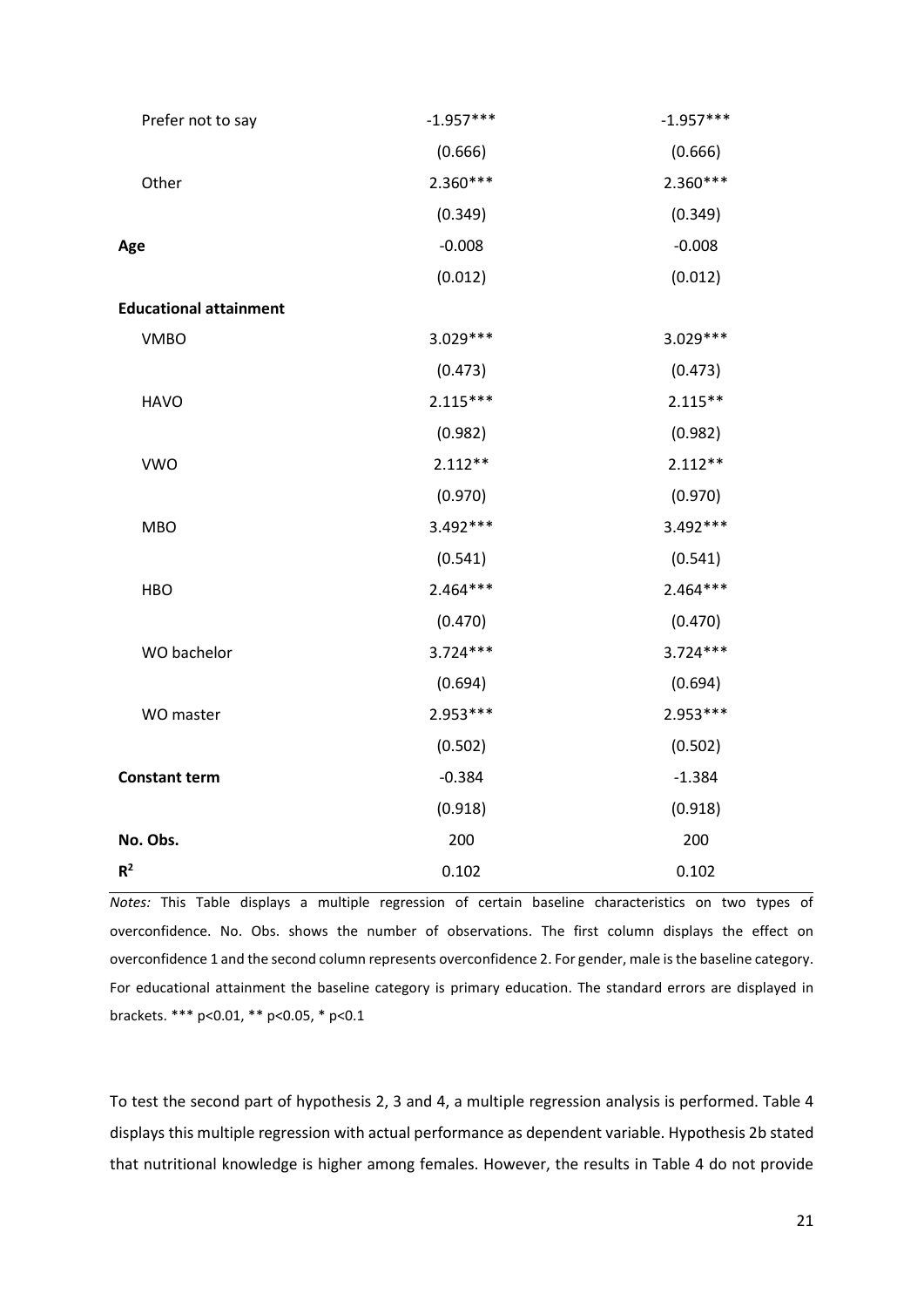| | | |
|---|---|---|
| Prefer not to say | -1.957*** | -1.957*** |
| | (0.666) | (0.666) |
| Other | 2.360*** | 2.360*** |
| | (0.349) | (0.349) |
| **Age** | -0.008 | -0.008 |
| | (0.012) | (0.012) |
| **Educational attainment** | | |
| VMBO | 3.029*** | 3.029*** |
| | (0.473) | (0.473) |
| HAVO | 2.115*** | 2.115** |
| | (0.982) | (0.982) |
| VWO | 2.112** | 2.112** |
| | (0.970) | (0.970) |
| MBO | 3.492*** | 3.492*** |
| | (0.541) | (0.541) |
| HBO | 2.464*** | 2.464*** |
| | (0.470) | (0.470) |
| WO bachelor | 3.724*** | 3.724*** |
| | (0.694) | (0.694) |
| WO master | 2.953*** | 2.953*** |
| | (0.502) | (0.502) |
| **Constant term** | -0.384 | -1.384 |
| | (0.918) | (0.918) |
| **No. Obs.** | 200 | 200 |
| $R^2$ | 0.102 | 0.102 |

*Notes:* This Table displays a multiple regression of certain baseline characteristics on two types of overconfidence. No. Obs. shows the number of observations. The first column displays the effect on overconfidence 1 and the second column represents overconfidence 2. For gender, male is the baseline category. For educational attainment the baseline category is primary education. The standard errors are displayed in brackets. *** p<0.01, ** p<0.05, * p<0.1

To test the second part of hypothesis 2, 3 and 4, a multiple regression analysis is performed. Table 4 displays this multiple regression with actual performance as dependent variable. Hypothesis 2b stated that nutritional knowledge is higher among females. However, the results in Table 4 do not provide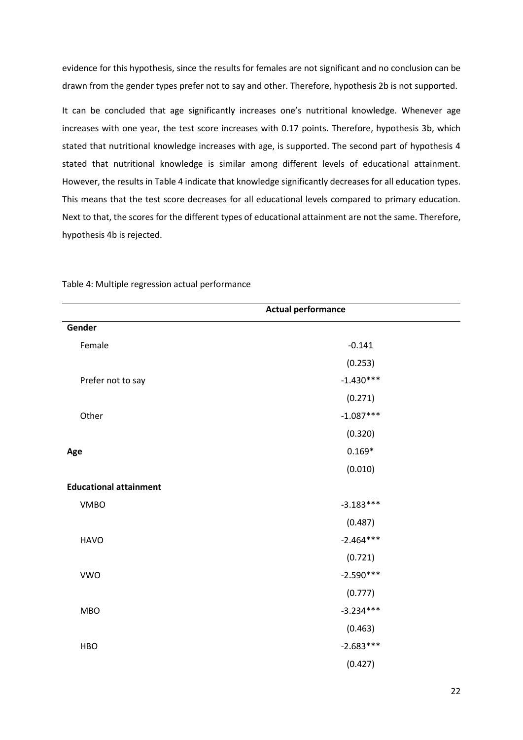evidence for this hypothesis, since the results for females are not significant and no conclusion can be drawn from the gender types prefer not to say and other. Therefore, hypothesis 2b is not supported.

It can be concluded that age significantly increases one's nutritional knowledge. Whenever age increases with one year, the test score increases with 0.17 points. Therefore, hypothesis 3b, which stated that nutritional knowledge increases with age, is supported. The second part of hypothesis 4 stated that nutritional knowledge is similar among different levels of educational attainment. However, the results in Table 4 indicate that knowledge significantly decreases for all education types. This means that the test score decreases for all educational levels compared to primary education. Next to that, the scores for the different types of educational attainment are not the same. Therefore, hypothesis 4b is rejected.

Table 4: Multiple regression actual performance

| | **Actual performance** |
|---|---|
| **Gender** | |
| Female | -0.141 |
| | (0.253) |
| Prefer not to say | -1.430*** |
| | (0.271) |
| Other | -1.087*** |
| | (0.320) |
| **Age** | 0.169* |
| | (0.010) |
| **Educational attainment** | |
| VMBO | -3.183*** |
| | (0.487) |
| HAVO | -2.464*** |
| | (0.721) |
| VWO | -2.590*** |
| | (0.777) |
| MBO | -3.234*** |
| | (0.463) |
| HBO | -2.683*** |
| | (0.427) |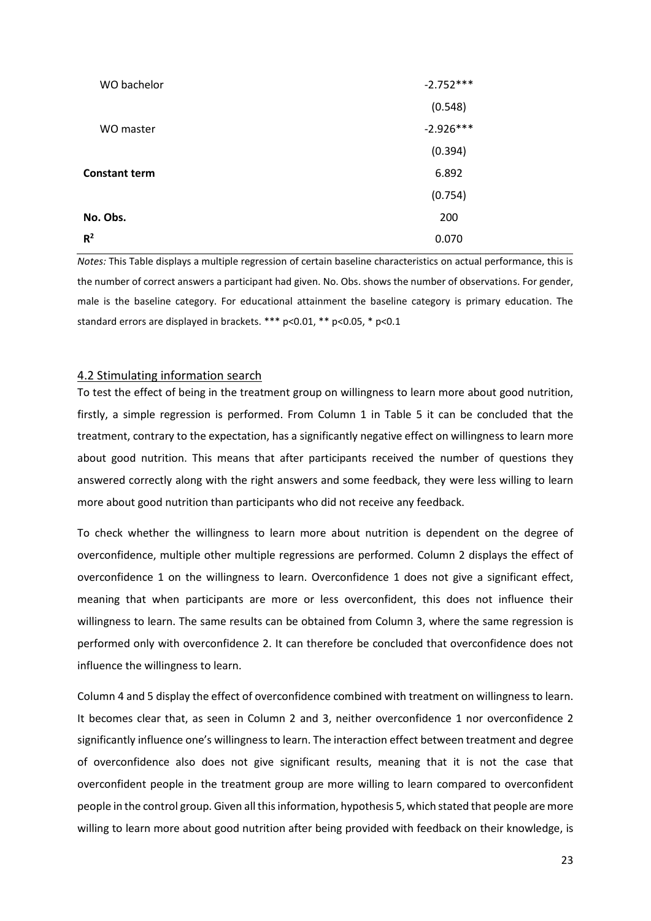| | |
|---|---|
| WO bachelor | -2.752*** |
| | (0.548) |
| WO master | -2.926*** |
| | (0.394) |
| **Constant term** | 6.892 |
| | (0.754) |
| **No. Obs.** | 200 |
| $R^2$ | 0.070 |

*Notes:* This Table displays a multiple regression of certain baseline characteristics on actual performance, this is the number of correct answers a participant had given. No. Obs. shows the number of observations. For gender, male is the baseline category. For educational attainment the baseline category is primary education. The standard errors are displayed in brackets. *** p<0.01, ** p<0.05, * p<0.1

### 4.2 Stimulating information search

To test the effect of being in the treatment group on willingness to learn more about good nutrition, firstly, a simple regression is performed. From Column 1 in Table 5 it can be concluded that the treatment, contrary to the expectation, has a significantly negative effect on willingness to learn more about good nutrition. This means that after participants received the number of questions they answered correctly along with the right answers and some feedback, they were less willing to learn more about good nutrition than participants who did not receive any feedback.

To check whether the willingness to learn more about nutrition is dependent on the degree of overconfidence, multiple other multiple regressions are performed. Column 2 displays the effect of overconfidence 1 on the willingness to learn. Overconfidence 1 does not give a significant effect, meaning that when participants are more or less overconfident, this does not influence their willingness to learn. The same results can be obtained from Column 3, where the same regression is performed only with overconfidence 2. It can therefore be concluded that overconfidence does not influence the willingness to learn.

Column 4 and 5 display the effect of overconfidence combined with treatment on willingness to learn. It becomes clear that, as seen in Column 2 and 3, neither overconfidence 1 nor overconfidence 2 significantly influence one's willingness to learn. The interaction effect between treatment and degree of overconfidence also does not give significant results, meaning that it is not the case that overconfident people in the treatment group are more willing to learn compared to overconfident people in the control group. Given all this information, hypothesis 5, which stated that people are more willing to learn more about good nutrition after being provided with feedback on their knowledge, is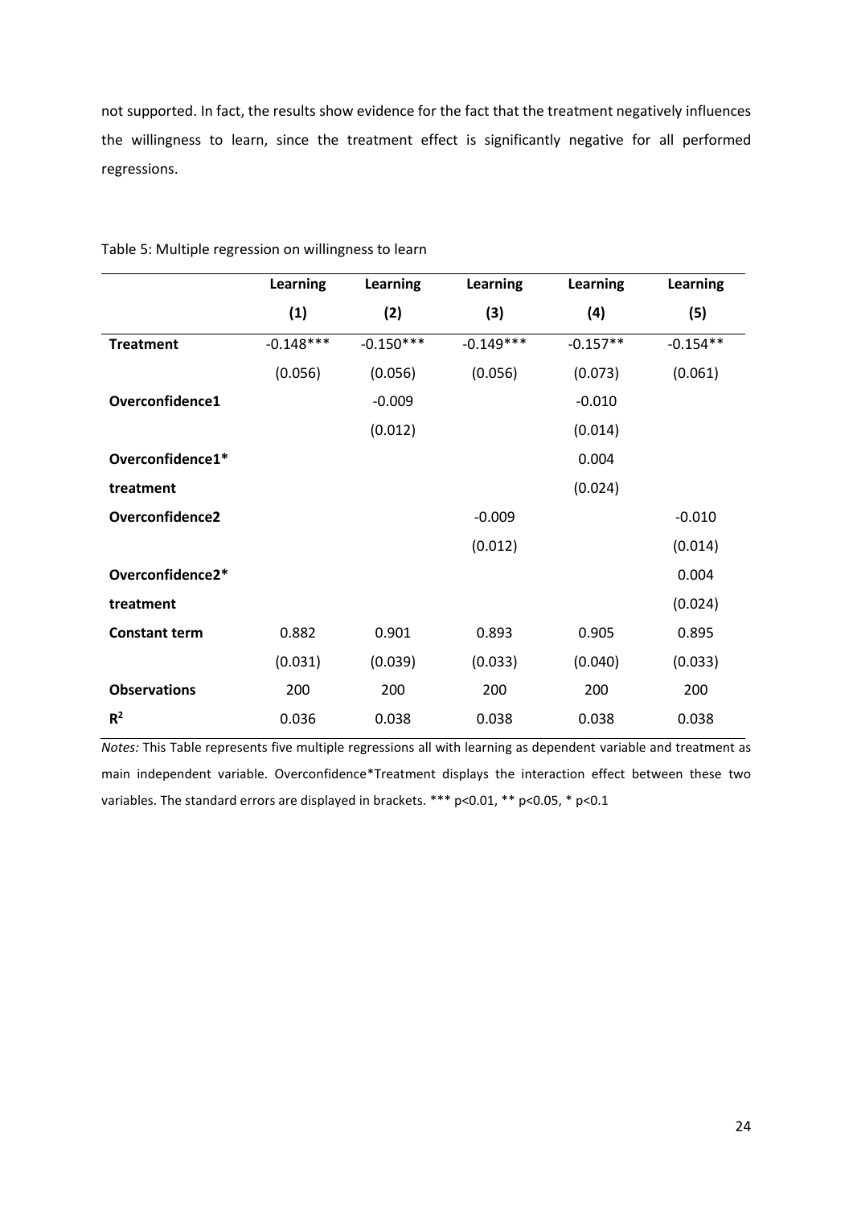not supported. In fact, the results show evidence for the fact that the treatment negatively influences the willingness to learn, since the treatment effect is significantly negative for all performed regressions.

Table 5: Multiple regression on willingness to learn

| | **Learning (1)** | **Learning (2)** | **Learning (3)** | **Learning (4)** | **Learning (5)** |
|---|---|---|---|---|---|
| **Treatment** | -0.148*** | -0.150*** | -0.149*** | -0.157** | -0.154** |
| | (0.056) | (0.056) | (0.056) | (0.073) | (0.061) |
| **Overconfidence1** | | -0.009 | | -0.010 | |
| | | (0.012) | | (0.014) | |
| **Overconfidence1* treatment** | | | | 0.004 | |
| | | | | (0.024) | |
| **Overconfidence2** | | | -0.009 | | -0.010 |
| | | | (0.012) | | (0.014) |
| **Overconfidence2* treatment** | | | | | 0.004 |
| | | | | | (0.024) |
| **Constant term** | 0.882 | 0.901 | 0.893 | 0.905 | 0.895 |
| | (0.031) | (0.039) | (0.033) | (0.040) | (0.033) |
| **Observations** | 200 | 200 | 200 | 200 | 200 |
| $R^2$ | 0.036 | 0.038 | 0.038 | 0.038 | 0.038 |

*Notes:* This Table represents five multiple regressions all with learning as dependent variable and treatment as main independent variable. Overconfidence*Treatment displays the interaction effect between these two variables. The standard errors are displayed in brackets. *** $p<0.01$, ** $p<0.05$, * $p<0.1$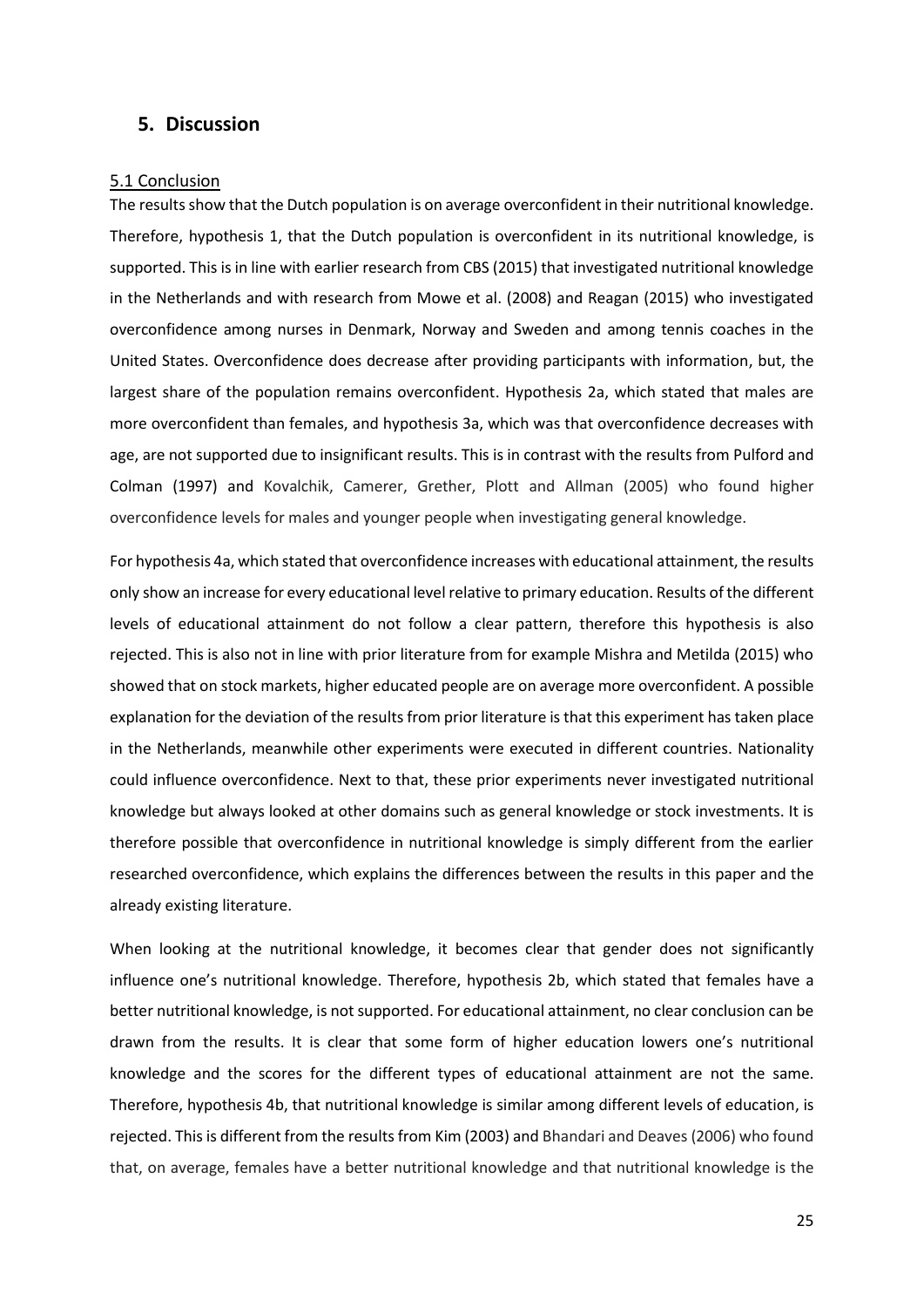# 5. Discussion

## 5.1 Conclusion

The results show that the Dutch population is on average overconfident in their nutritional knowledge. Therefore, hypothesis 1, that the Dutch population is overconfident in its nutritional knowledge, is supported. This is in line with earlier research from CBS (2015) that investigated nutritional knowledge in the Netherlands and with research from Mowe et al. (2008) and Reagan (2015) who investigated overconfidence among nurses in Denmark, Norway and Sweden and among tennis coaches in the United States. Overconfidence does decrease after providing participants with information, but, the largest share of the population remains overconfident. Hypothesis 2a, which stated that males are more overconfident than females, and hypothesis 3a, which was that overconfidence decreases with age, are not supported due to insignificant results. This is in contrast with the results from Pulford and Colman (1997) and Kovalchik, Camerer, Grether, Plott and Allman (2005) who found higher overconfidence levels for males and younger people when investigating general knowledge.

For hypothesis 4a, which stated that overconfidence increases with educational attainment, the results only show an increase for every educational level relative to primary education. Results of the different levels of educational attainment do not follow a clear pattern, therefore this hypothesis is also rejected. This is also not in line with prior literature from for example Mishra and Metilda (2015) who showed that on stock markets, higher educated people are on average more overconfident. A possible explanation for the deviation of the results from prior literature is that this experiment has taken place in the Netherlands, meanwhile other experiments were executed in different countries. Nationality could influence overconfidence. Next to that, these prior experiments never investigated nutritional knowledge but always looked at other domains such as general knowledge or stock investments. It is therefore possible that overconfidence in nutritional knowledge is simply different from the earlier researched overconfidence, which explains the differences between the results in this paper and the already existing literature.

When looking at the nutritional knowledge, it becomes clear that gender does not significantly influence one's nutritional knowledge. Therefore, hypothesis 2b, which stated that females have a better nutritional knowledge, is not supported. For educational attainment, no clear conclusion can be drawn from the results. It is clear that some form of higher education lowers one's nutritional knowledge and the scores for the different types of educational attainment are not the same. Therefore, hypothesis 4b, that nutritional knowledge is similar among different levels of education, is rejected. This is different from the results from Kim (2003) and Bhandari and Deaves (2006) who found that, on average, females have a better nutritional knowledge and that nutritional knowledge is the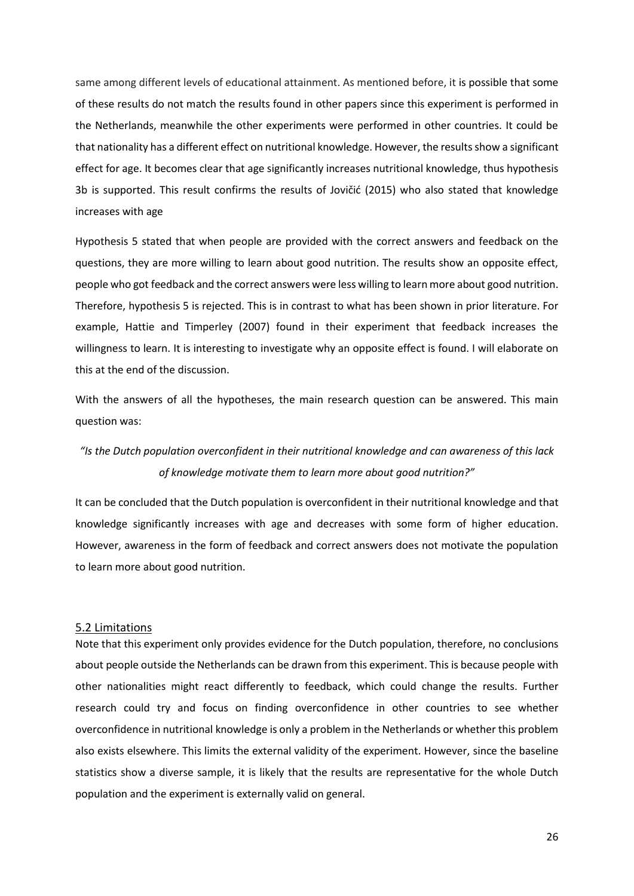same among different levels of educational attainment. As mentioned before, it is possible that some of these results do not match the results found in other papers since this experiment is performed in the Netherlands, meanwhile the other experiments were performed in other countries. It could be that nationality has a different effect on nutritional knowledge. However, the results show a significant effect for age. It becomes clear that age significantly increases nutritional knowledge, thus hypothesis 3b is supported. This result confirms the results of Jovičić (2015) who also stated that knowledge increases with age

Hypothesis 5 stated that when people are provided with the correct answers and feedback on the questions, they are more willing to learn about good nutrition. The results show an opposite effect, people who got feedback and the correct answers were less willing to learn more about good nutrition. Therefore, hypothesis 5 is rejected. This is in contrast to what has been shown in prior literature. For example, Hattie and Timperley (2007) found in their experiment that feedback increases the willingness to learn. It is interesting to investigate why an opposite effect is found. I will elaborate on this at the end of the discussion.

With the answers of all the hypotheses, the main research question can be answered. This main question was:

*"Is the Dutch population overconfident in their nutritional knowledge and can awareness of this lack of knowledge motivate them to learn more about good nutrition?"*

It can be concluded that the Dutch population is overconfident in their nutritional knowledge and that knowledge significantly increases with age and decreases with some form of higher education. However, awareness in the form of feedback and correct answers does not motivate the population to learn more about good nutrition.

## 5.2 Limitations

Note that this experiment only provides evidence for the Dutch population, therefore, no conclusions about people outside the Netherlands can be drawn from this experiment. This is because people with other nationalities might react differently to feedback, which could change the results. Further research could try and focus on finding overconfidence in other countries to see whether overconfidence in nutritional knowledge is only a problem in the Netherlands or whether this problem also exists elsewhere. This limits the external validity of the experiment. However, since the baseline statistics show a diverse sample, it is likely that the results are representative for the whole Dutch population and the experiment is externally valid on general.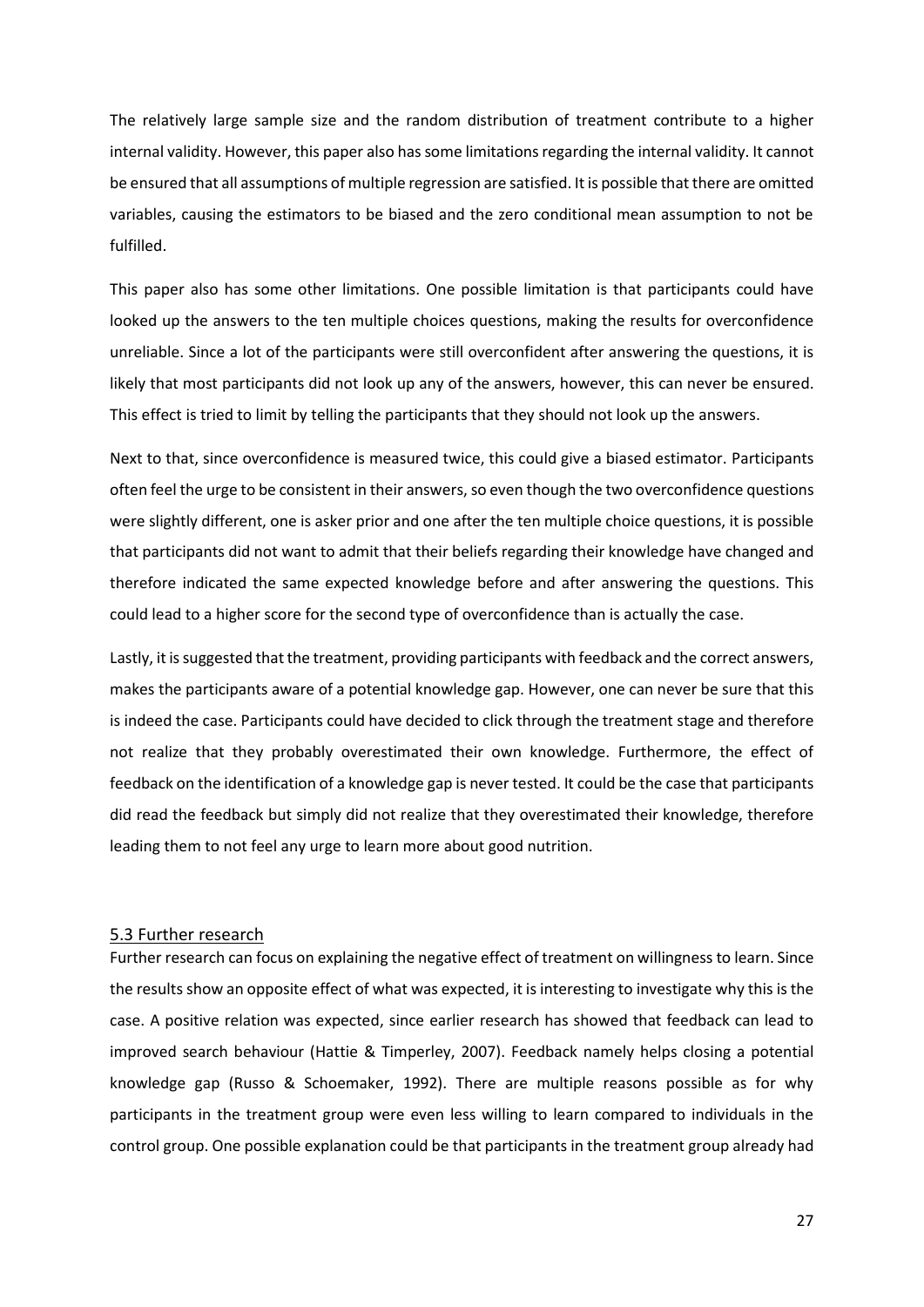The relatively large sample size and the random distribution of treatment contribute to a higher internal validity. However, this paper also has some limitations regarding the internal validity. It cannot be ensured that all assumptions of multiple regression are satisfied. It is possible that there are omitted variables, causing the estimators to be biased and the zero conditional mean assumption to not be fulfilled.

This paper also has some other limitations. One possible limitation is that participants could have looked up the answers to the ten multiple choices questions, making the results for overconfidence unreliable. Since a lot of the participants were still overconfident after answering the questions, it is likely that most participants did not look up any of the answers, however, this can never be ensured. This effect is tried to limit by telling the participants that they should not look up the answers.

Next to that, since overconfidence is measured twice, this could give a biased estimator. Participants often feel the urge to be consistent in their answers, so even though the two overconfidence questions were slightly different, one is asker prior and one after the ten multiple choice questions, it is possible that participants did not want to admit that their beliefs regarding their knowledge have changed and therefore indicated the same expected knowledge before and after answering the questions. This could lead to a higher score for the second type of overconfidence than is actually the case.

Lastly, it is suggested that the treatment, providing participants with feedback and the correct answers, makes the participants aware of a potential knowledge gap. However, one can never be sure that this is indeed the case. Participants could have decided to click through the treatment stage and therefore not realize that they probably overestimated their own knowledge. Furthermore, the effect of feedback on the identification of a knowledge gap is never tested. It could be the case that participants did read the feedback but simply did not realize that they overestimated their knowledge, therefore leading them to not feel any urge to learn more about good nutrition.

### 5.3 Further research

Further research can focus on explaining the negative effect of treatment on willingness to learn. Since the results show an opposite effect of what was expected, it is interesting to investigate why this is the case. A positive relation was expected, since earlier research has showed that feedback can lead to improved search behaviour (Hattie & Timperley, 2007). Feedback namely helps closing a potential knowledge gap (Russo & Schoemaker, 1992). There are multiple reasons possible as for why participants in the treatment group were even less willing to learn compared to individuals in the control group. One possible explanation could be that participants in the treatment group already had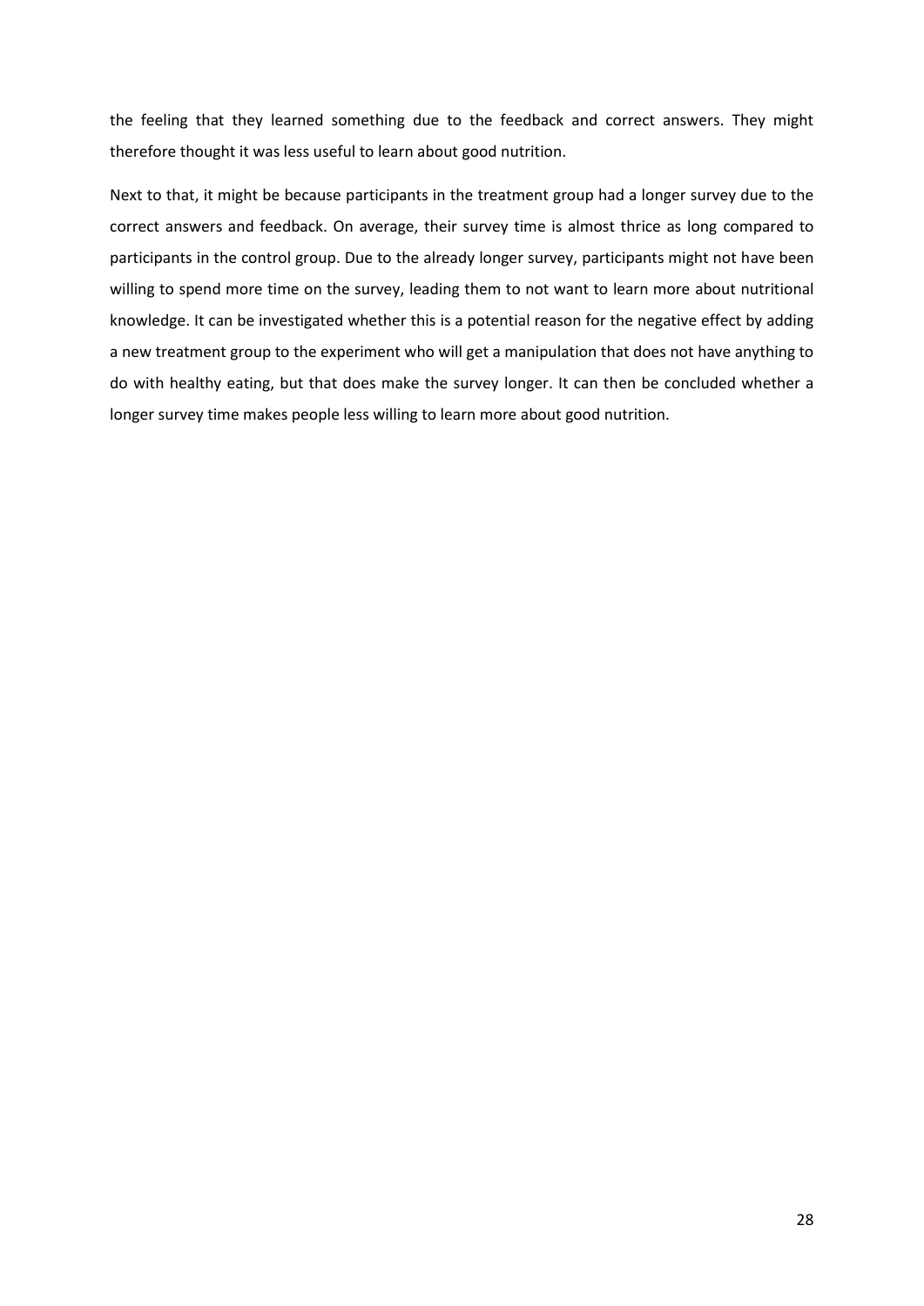the feeling that they learned something due to the feedback and correct answers. They might therefore thought it was less useful to learn about good nutrition.

Next to that, it might be because participants in the treatment group had a longer survey due to the correct answers and feedback. On average, their survey time is almost thrice as long compared to participants in the control group. Due to the already longer survey, participants might not have been willing to spend more time on the survey, leading them to not want to learn more about nutritional knowledge. It can be investigated whether this is a potential reason for the negative effect by adding a new treatment group to the experiment who will get a manipulation that does not have anything to do with healthy eating, but that does make the survey longer. It can then be concluded whether a longer survey time makes people less willing to learn more about good nutrition.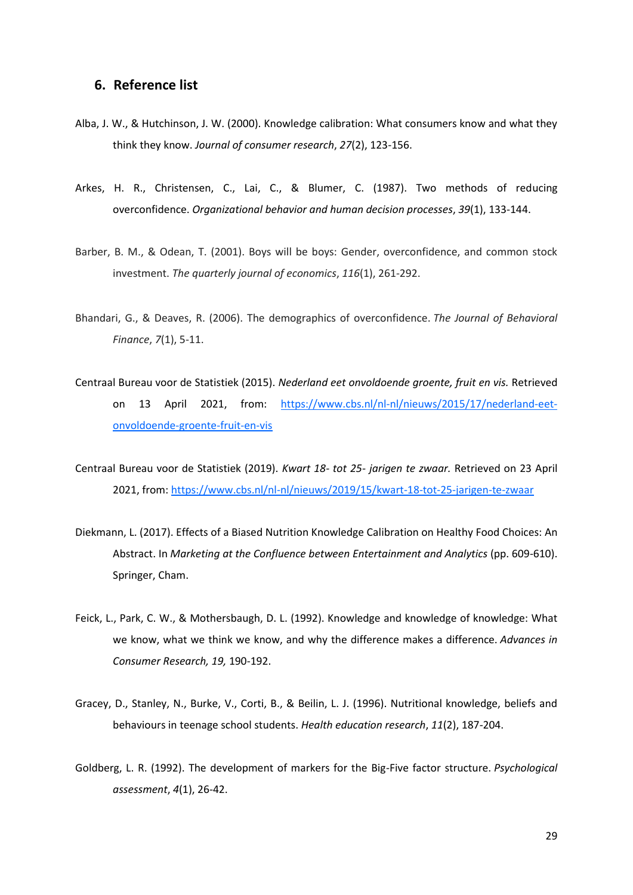## 6. Reference list

Alba, J. W., & Hutchinson, J. W. (2000). Knowledge calibration: What consumers know and what they think they know. *Journal of consumer research*, *27*(2), 123-156.

Arkes, H. R., Christensen, C., Lai, C., & Blumer, C. (1987). Two methods of reducing overconfidence. *Organizational behavior and human decision processes*, *39*(1), 133-144.

Barber, B. M., & Odean, T. (2001). Boys will be boys: Gender, overconfidence, and common stock investment. *The quarterly journal of economics*, *116*(1), 261-292.

Bhandari, G., & Deaves, R. (2006). The demographics of overconfidence. *The Journal of Behavioral Finance*, *7*(1), 5-11.

Centraal Bureau voor de Statistiek (2015). *Nederland eet onvoldoende groente, fruit en vis.* Retrieved on 13 April 2021, from: https://www.cbs.nl/nl-nl/nieuws/2015/17/nederland-eet-onvoldoende-groente-fruit-en-vis

Centraal Bureau voor de Statistiek (2019). *Kwart 18- tot 25- jarigen te zwaar.* Retrieved on 23 April 2021, from: https://www.cbs.nl/nl-nl/nieuws/2019/15/kwart-18-tot-25-jarigen-te-zwaar

Diekmann, L. (2017). Effects of a Biased Nutrition Knowledge Calibration on Healthy Food Choices: An Abstract. In *Marketing at the Confluence between Entertainment and Analytics* (pp. 609-610). Springer, Cham.

Feick, L., Park, C. W., & Mothersbaugh, D. L. (1992). Knowledge and knowledge of knowledge: What we know, what we think we know, and why the difference makes a difference. *Advances in Consumer Research, 19,* 190-192.

Gracey, D., Stanley, N., Burke, V., Corti, B., & Beilin, L. J. (1996). Nutritional knowledge, beliefs and behaviours in teenage school students. *Health education research*, *11*(2), 187-204.

Goldberg, L. R. (1992). The development of markers for the Big-Five factor structure. *Psychological assessment*, *4*(1), 26-42.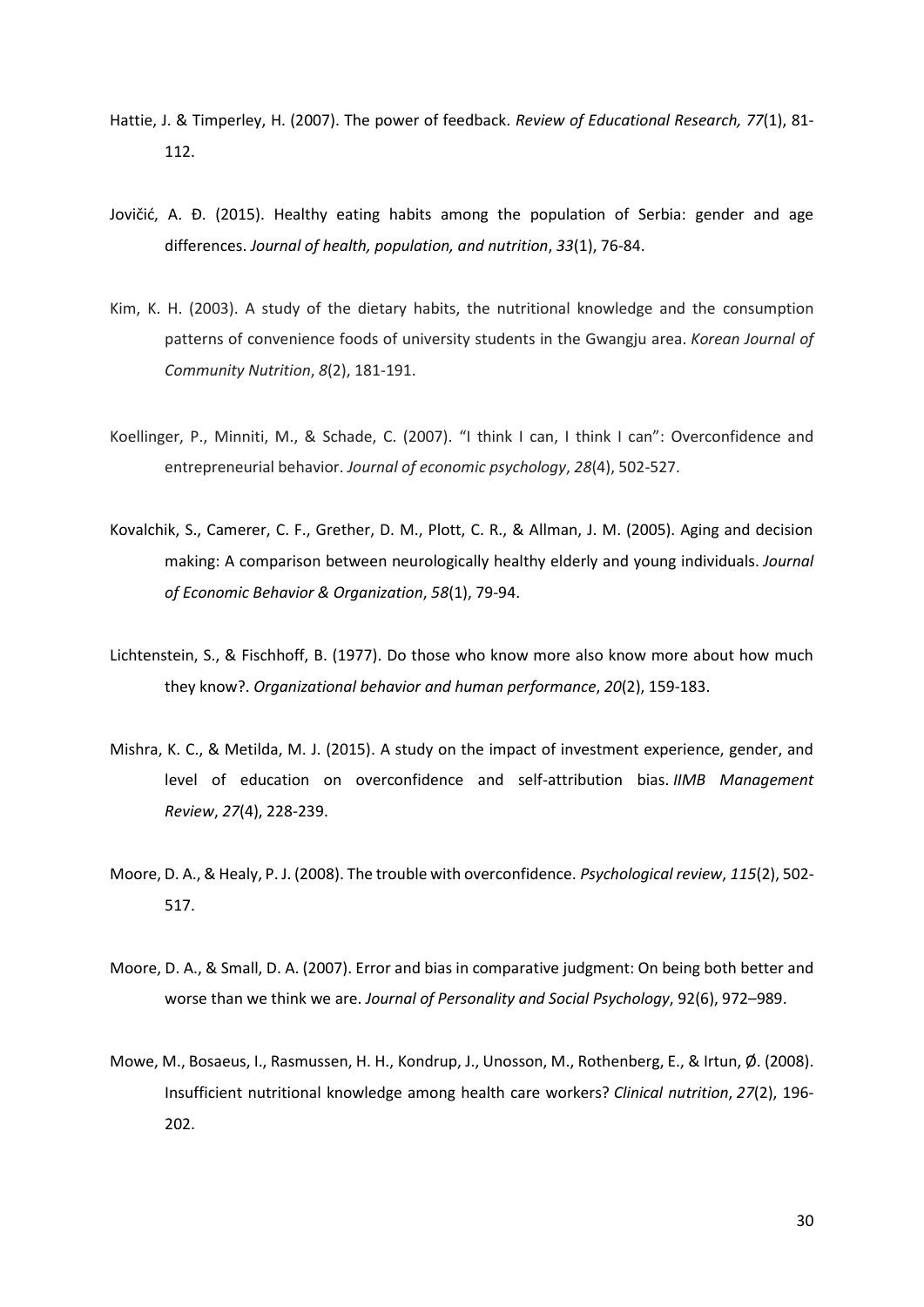Hattie, J. & Timperley, H. (2007). The power of feedback. *Review of Educational Research, 77*(1), 81-112.

Jovičić, A. Đ. (2015). Healthy eating habits among the population of Serbia: gender and age differences. *Journal of health, population, and nutrition*, *33*(1), 76-84.

Kim, K. H. (2003). A study of the dietary habits, the nutritional knowledge and the consumption patterns of convenience foods of university students in the Gwangju area. *Korean Journal of Community Nutrition*, *8*(2), 181-191.

Koellinger, P., Minniti, M., & Schade, C. (2007). "I think I can, I think I can": Overconfidence and entrepreneurial behavior. *Journal of economic psychology*, *28*(4), 502-527.

Kovalchik, S., Camerer, C. F., Grether, D. M., Plott, C. R., & Allman, J. M. (2005). Aging and decision making: A comparison between neurologically healthy elderly and young individuals. *Journal of Economic Behavior & Organization*, *58*(1), 79-94.

Lichtenstein, S., & Fischhoff, B. (1977). Do those who know more also know more about how much they know?. *Organizational behavior and human performance*, *20*(2), 159-183.

Mishra, K. C., & Metilda, M. J. (2015). A study on the impact of investment experience, gender, and level of education on overconfidence and self-attribution bias. *IIMB Management Review*, *27*(4), 228-239.

Moore, D. A., & Healy, P. J. (2008). The trouble with overconfidence. *Psychological review*, *115*(2), 502-517.

Moore, D. A., & Small, D. A. (2007). Error and bias in comparative judgment: On being both better and worse than we think we are. *Journal of Personality and Social Psychology*, 92(6), 972–989.

Mowe, M., Bosaeus, I., Rasmussen, H. H., Kondrup, J., Unosson, M., Rothenberg, E., & Irtun, Ø. (2008). Insufficient nutritional knowledge among health care workers? *Clinical nutrition*, *27*(2), 196-202.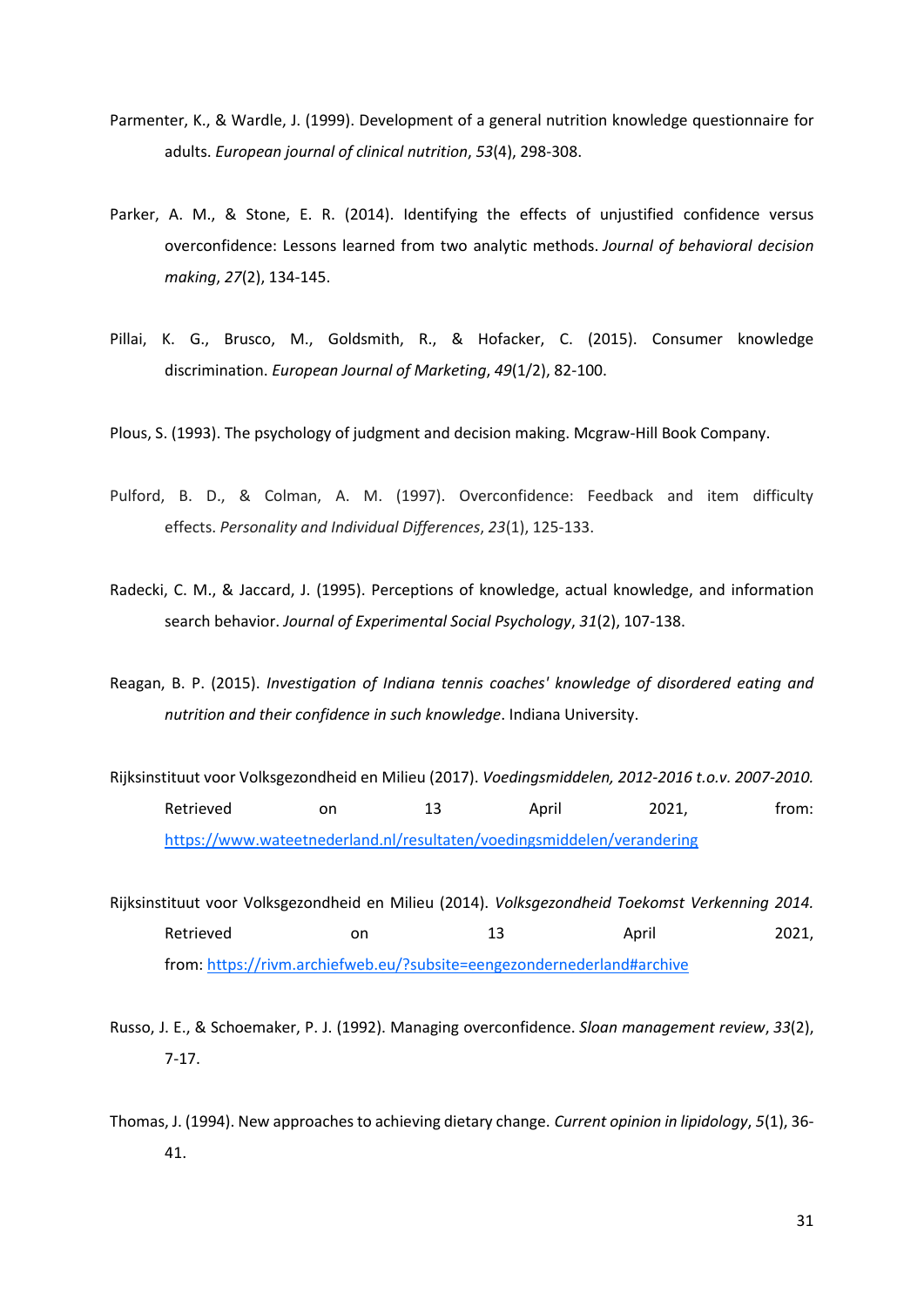Parmenter, K., & Wardle, J. (1999). Development of a general nutrition knowledge questionnaire for adults. *European journal of clinical nutrition*, *53*(4), 298-308.

Parker, A. M., & Stone, E. R. (2014). Identifying the effects of unjustified confidence versus overconfidence: Lessons learned from two analytic methods. *Journal of behavioral decision making*, *27*(2), 134-145.

Pillai, K. G., Brusco, M., Goldsmith, R., & Hofacker, C. (2015). Consumer knowledge discrimination. *European Journal of Marketing*, *49*(1/2), 82-100.

Plous, S. (1993). The psychology of judgment and decision making. Mcgraw-Hill Book Company.

Pulford, B. D., & Colman, A. M. (1997). Overconfidence: Feedback and item difficulty effects. *Personality and Individual Differences*, *23*(1), 125-133.

Radecki, C. M., & Jaccard, J. (1995). Perceptions of knowledge, actual knowledge, and information search behavior. *Journal of Experimental Social Psychology*, *31*(2), 107-138.

Reagan, B. P. (2015). *Investigation of Indiana tennis coaches' knowledge of disordered eating and nutrition and their confidence in such knowledge*. Indiana University.

Rijksinstituut voor Volksgezondheid en Milieu (2017). *Voedingsmiddelen, 2012-2016 t.o.v. 2007-2010.* Retrieved on 13 April 2021, from: https://www.wateetnederland.nl/resultaten/voedingsmiddelen/verandering

Rijksinstituut voor Volksgezondheid en Milieu (2014). *Volksgezondheid Toekomst Verkenning 2014.* Retrieved on 13 April 2021, from: https://rivm.archiefweb.eu/?subsite=eengezondernederland#archive

Russo, J. E., & Schoemaker, P. J. (1992). Managing overconfidence. *Sloan management review*, *33*(2), 7-17.

Thomas, J. (1994). New approaches to achieving dietary change. *Current opinion in lipidology*, *5*(1), 36-41.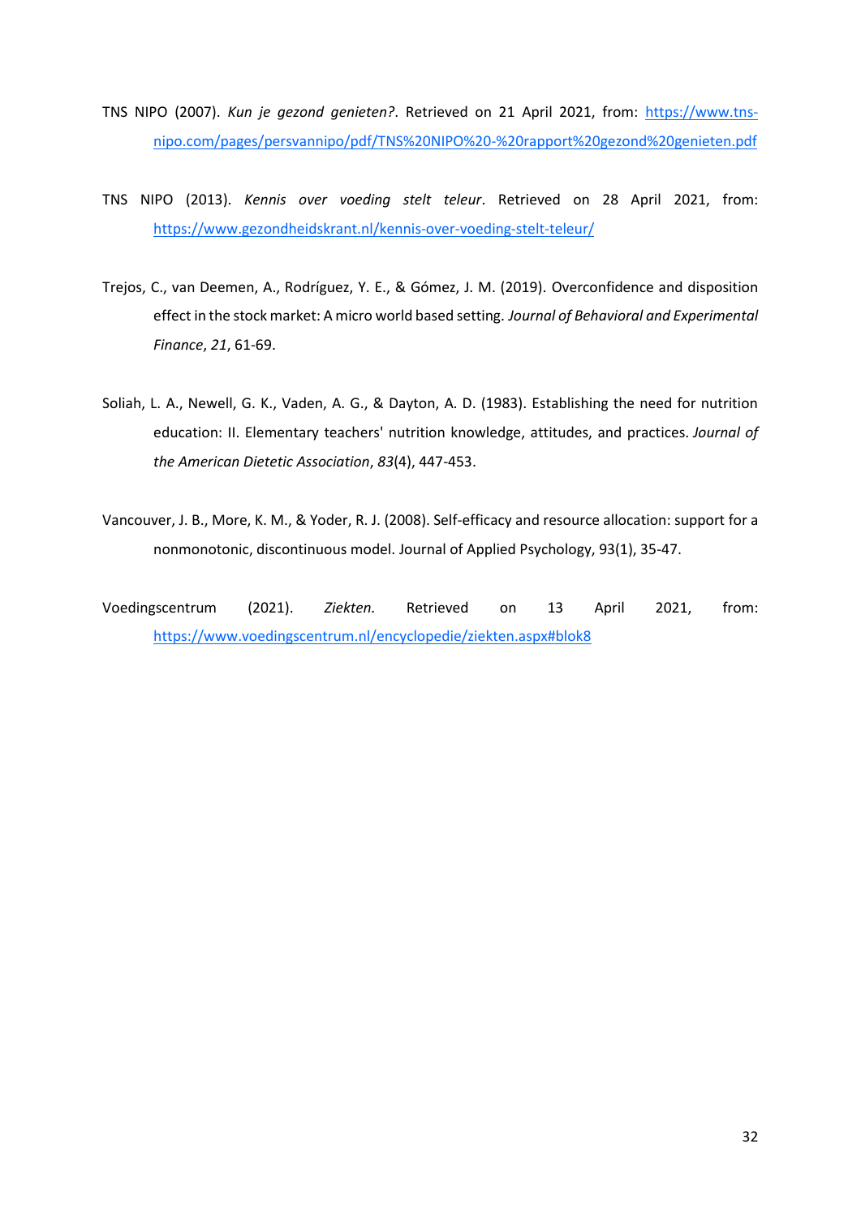TNS NIPO (2007). *Kun je gezond genieten?*. Retrieved on 21 April 2021, from: https://www.tns-nipo.com/pages/persvannipo/pdf/TNS%20NIPO%20-%20rapport%20gezond%20genieten.pdf

TNS NIPO (2013). *Kennis over voeding stelt teleur*. Retrieved on 28 April 2021, from: https://www.gezondheidskrant.nl/kennis-over-voeding-stelt-teleur/

Trejos, C., van Deemen, A., Rodríguez, Y. E., & Gómez, J. M. (2019). Overconfidence and disposition effect in the stock market: A micro world based setting. *Journal of Behavioral and Experimental Finance*, *21*, 61-69.

Soliah, L. A., Newell, G. K., Vaden, A. G., & Dayton, A. D. (1983). Establishing the need for nutrition education: II. Elementary teachers' nutrition knowledge, attitudes, and practices. *Journal of the American Dietetic Association*, *83*(4), 447-453.

Vancouver, J. B., More, K. M., & Yoder, R. J. (2008). Self-efficacy and resource allocation: support for a nonmonotonic, discontinuous model. Journal of Applied Psychology, 93(1), 35-47.

Voedingscentrum (2021). *Ziekten.* Retrieved on 13 April 2021, from: https://www.voedingscentrum.nl/encyclopedie/ziekten.aspx#blok8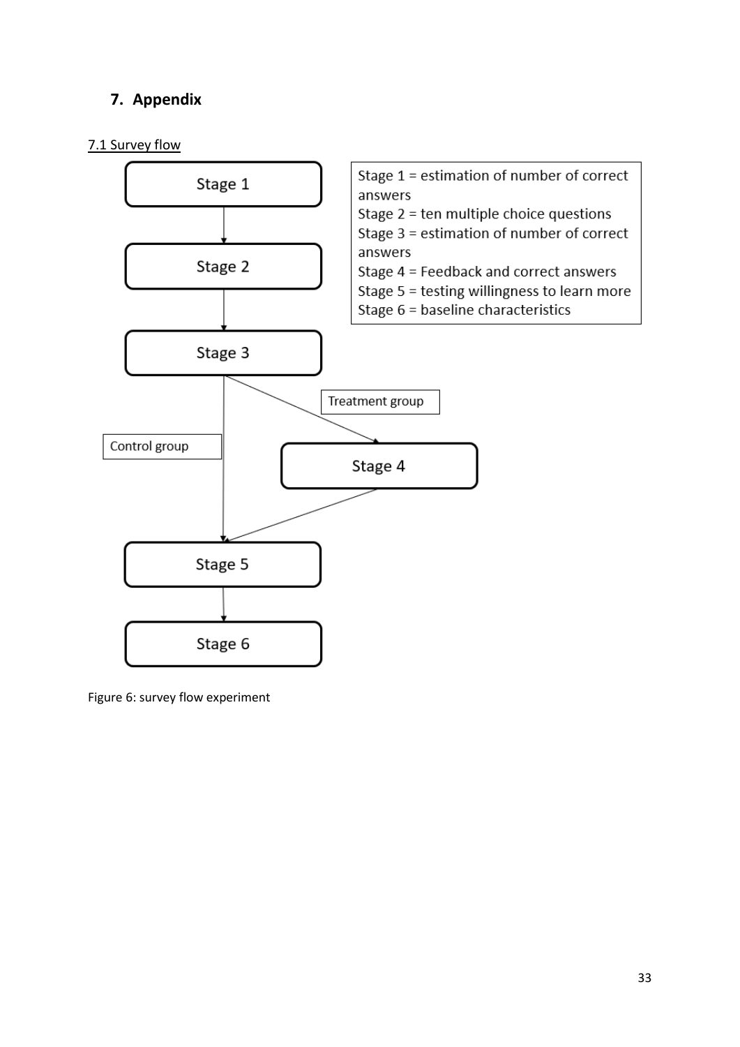# 7. Appendix

7.1 Survey flow

Stage 1 = estimation of number of correct answers
Stage 2 = ten multiple choice questions
Stage 3 = estimation of number of correct answers
Stage 4 = Feedback and correct answers
Stage 5 = testing willingness to learn more
Stage 6 = baseline characteristics

Stage 1 → Stage 2 → Stage 3

Stage 3 → Control group → Stage 5

Stage 3 → Treatment group → Stage 4 → Stage 5

Stage 5 → Stage 6

Figure 6: survey flow experiment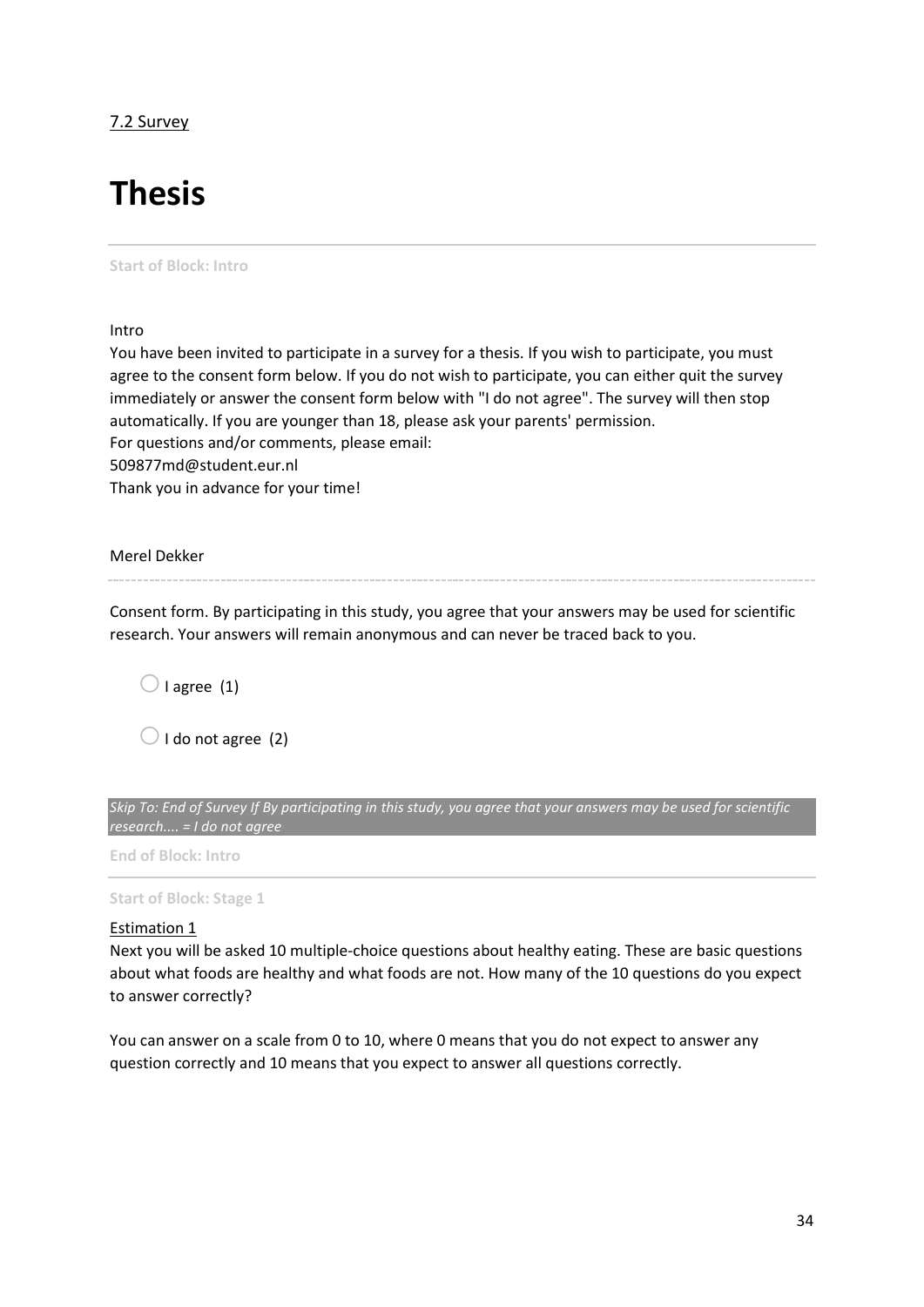7.2 Survey

# Thesis

**Start of Block: Intro**

Intro
You have been invited to participate in a survey for a thesis. If you wish to participate, you must agree to the consent form below. If you do not wish to participate, you can either quit the survey immediately or answer the consent form below with "I do not agree". The survey will then stop automatically. If you are younger than 18, please ask your parents' permission.
For questions and/or comments, please email:
509877md@student.eur.nl
Thank you in advance for your time!

Merel Dekker

---

Consent form. By participating in this study, you agree that your answers may be used for scientific research. Your answers will remain anonymous and can never be traced back to you.

○ I agree (1)

○ I do not agree (2)

*Skip To: End of Survey If By participating in this study, you agree that your answers may be used for scientific research.... = I do not agree*

**End of Block: Intro**

**Start of Block: Stage 1**

Estimation 1
Next you will be asked 10 multiple-choice questions about healthy eating. These are basic questions about what foods are healthy and what foods are not. How many of the 10 questions do you expect to answer correctly?

You can answer on a scale from 0 to 10, where 0 means that you do not expect to answer any question correctly and 10 means that you expect to answer all questions correctly.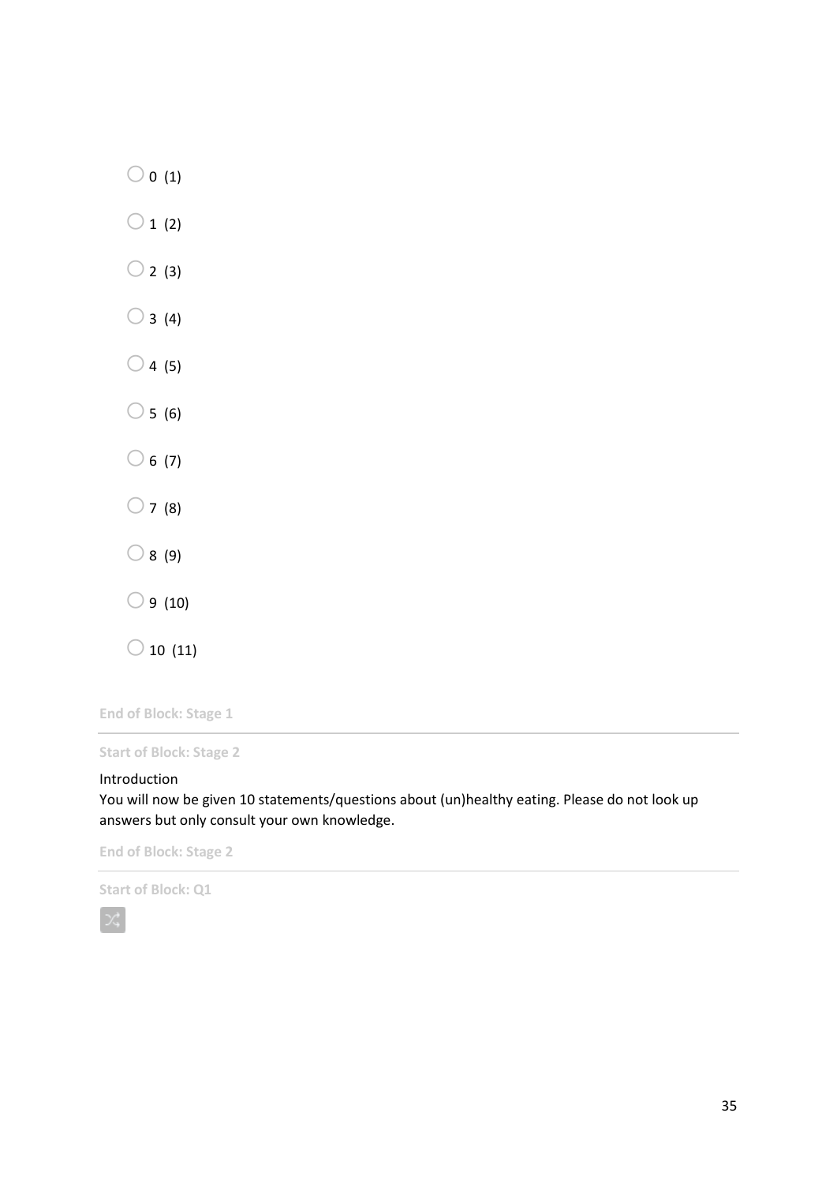○ 0 (1)

○ 1 (2)

○ 2 (3)

○ 3 (4)

○ 4 (5)

○ 5 (6)

○ 6 (7)

○ 7 (8)

○ 8 (9)

○ 9 (10)

○ 10 (11)

End of Block: Stage 1

---

Start of Block: Stage 2

Introduction
You will now be given 10 statements/questions about (un)healthy eating. Please do not look up answers but only consult your own knowledge.

End of Block: Stage 2

---

Start of Block: Q1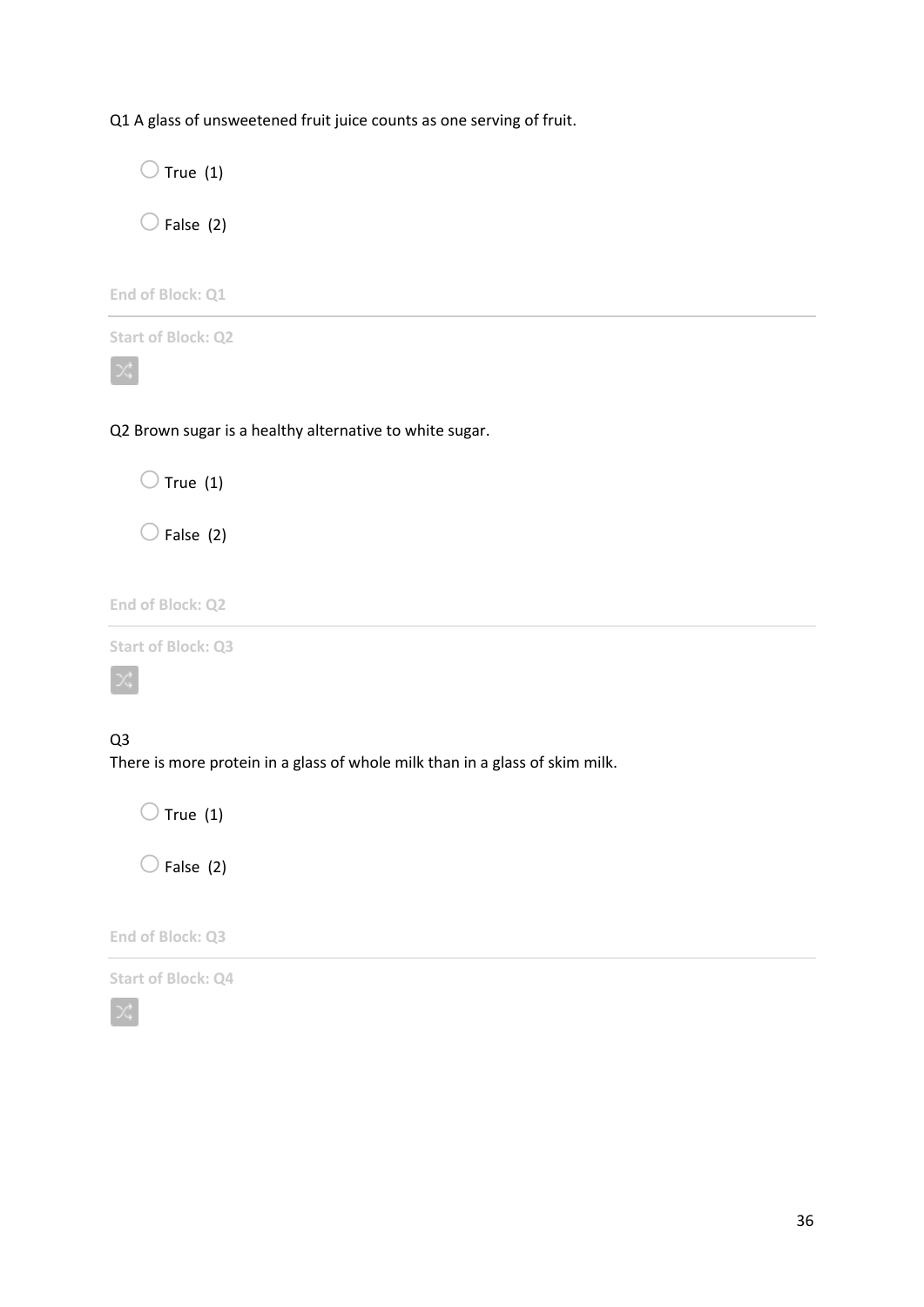Q1 A glass of unsweetened fruit juice counts as one serving of fruit.

○ True (1)

○ False (2)

End of Block: Q1

---

Start of Block: Q2

Q2 Brown sugar is a healthy alternative to white sugar.

○ True (1)

○ False (2)

End of Block: Q2

---

Start of Block: Q3

Q3
There is more protein in a glass of whole milk than in a glass of skim milk.

○ True (1)

○ False (2)

End of Block: Q3

---

Start of Block: Q4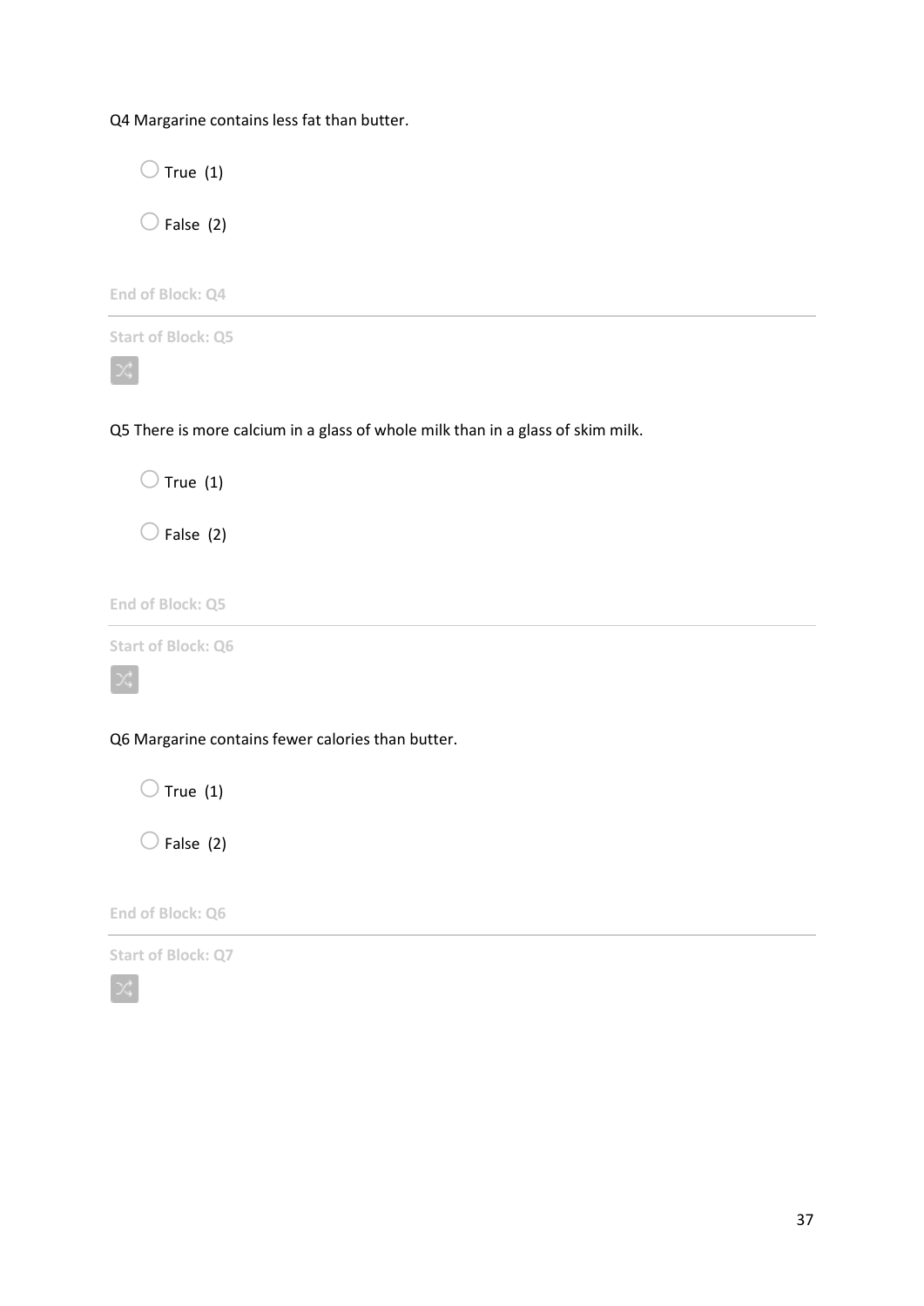Q4 Margarine contains less fat than butter.

- ○ True (1)
- ○ False (2)

End of Block: Q4

---

Start of Block: Q5

Q5 There is more calcium in a glass of whole milk than in a glass of skim milk.

- ○ True (1)
- ○ False (2)

End of Block: Q5

---

Start of Block: Q6

Q6 Margarine contains fewer calories than butter.

- ○ True (1)
- ○ False (2)

End of Block: Q6

---

Start of Block: Q7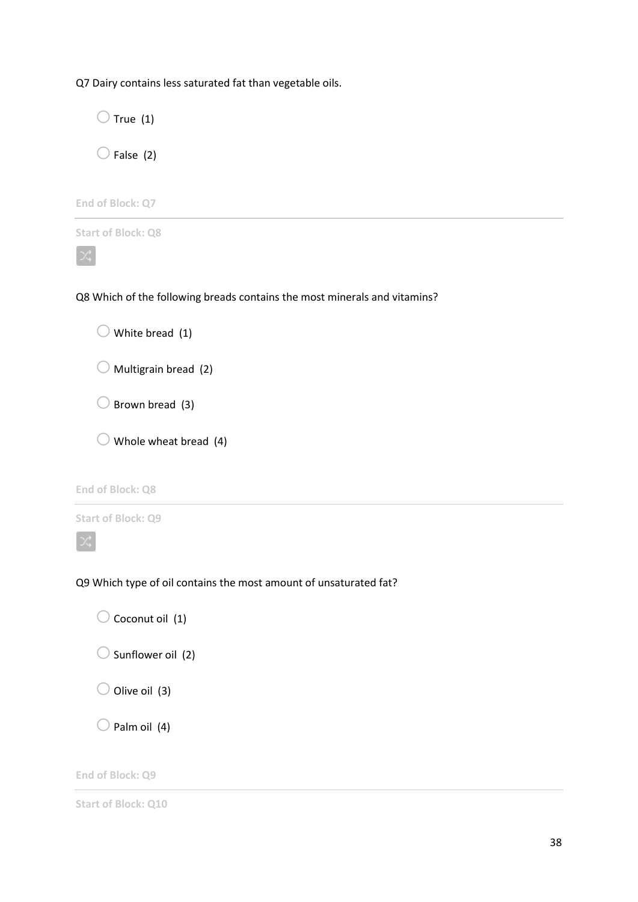Q7 Dairy contains less saturated fat than vegetable oils.

- ◯ True (1)
- ◯ False (2)

End of Block: Q7

---

Start of Block: Q8

Q8 Which of the following breads contains the most minerals and vitamins?

- ◯ White bread (1)
- ◯ Multigrain bread (2)
- ◯ Brown bread (3)
- ◯ Whole wheat bread (4)

End of Block: Q8

---

Start of Block: Q9

Q9 Which type of oil contains the most amount of unsaturated fat?

- ◯ Coconut oil (1)
- ◯ Sunflower oil (2)
- ◯ Olive oil (3)
- ◯ Palm oil (4)

End of Block: Q9

---

Start of Block: Q10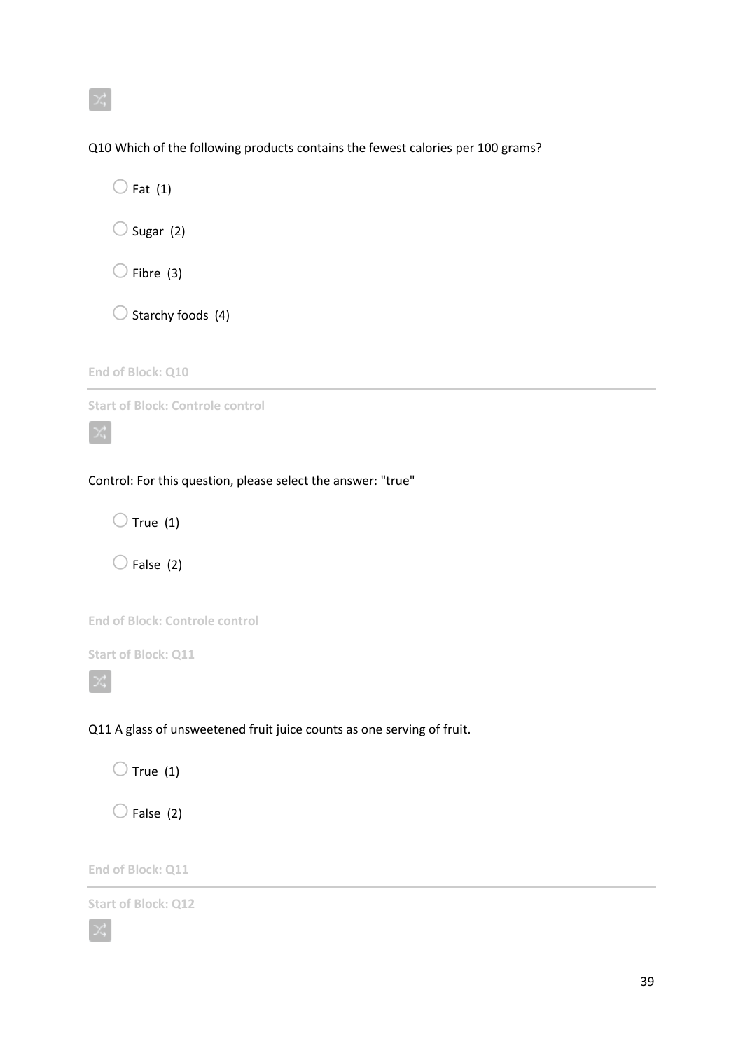Q10 Which of the following products contains the fewest calories per 100 grams?

- ○ Fat (1)
- ○ Sugar (2)
- ○ Fibre (3)
- ○ Starchy foods (4)

End of Block: Q10

---

Start of Block: Controle control

Control: For this question, please select the answer: "true"

- ○ True (1)
- ○ False (2)

End of Block: Controle control

---

Start of Block: Q11

Q11 A glass of unsweetened fruit juice counts as one serving of fruit.

- ○ True (1)
- ○ False (2)

End of Block: Q11

---

Start of Block: Q12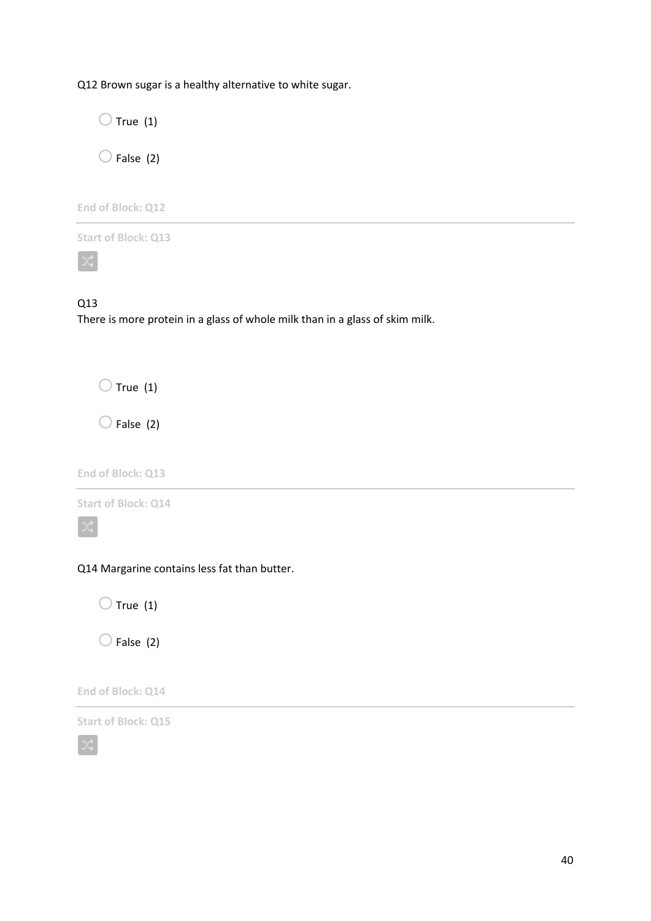Q12 Brown sugar is a healthy alternative to white sugar.

○ True (1)

○ False (2)

End of Block: Q12

---

Start of Block: Q13

Q13
There is more protein in a glass of whole milk than in a glass of skim milk.

○ True (1)

○ False (2)

End of Block: Q13

---

Start of Block: Q14

Q14 Margarine contains less fat than butter.

○ True (1)

○ False (2)

End of Block: Q14

---

Start of Block: Q15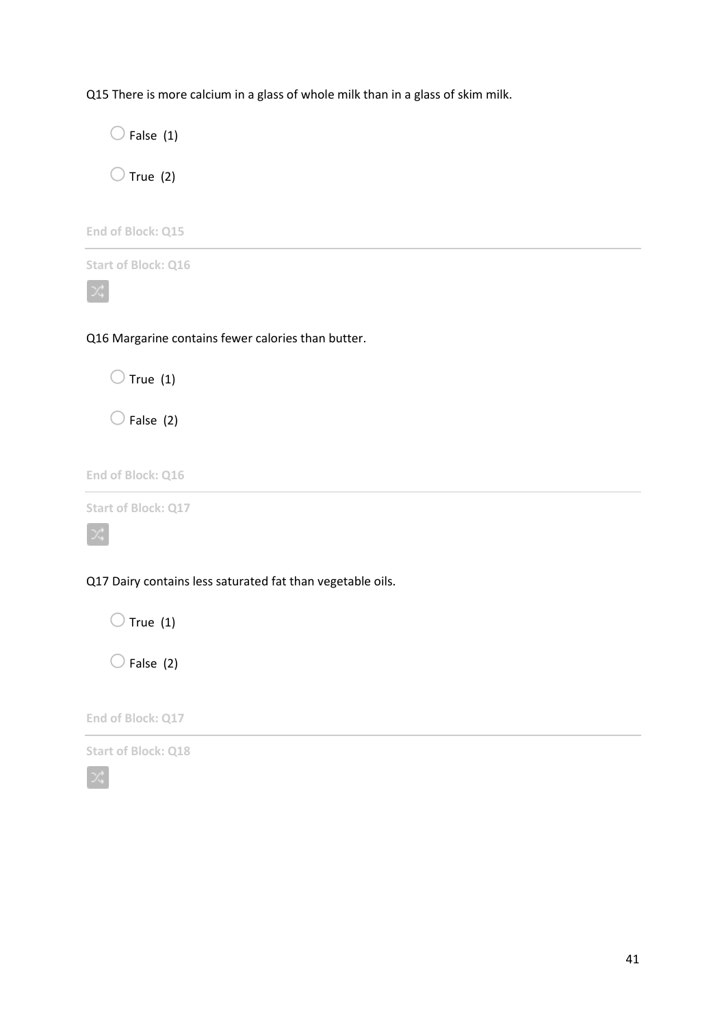Q15 There is more calcium in a glass of whole milk than in a glass of skim milk.

- ◯ False (1)
- ◯ True (2)

End of Block: Q15

---

Start of Block: Q16

Q16 Margarine contains fewer calories than butter.

- ◯ True (1)
- ◯ False (2)

End of Block: Q16

---

Start of Block: Q17

Q17 Dairy contains less saturated fat than vegetable oils.

- ◯ True (1)
- ◯ False (2)

End of Block: Q17

---

Start of Block: Q18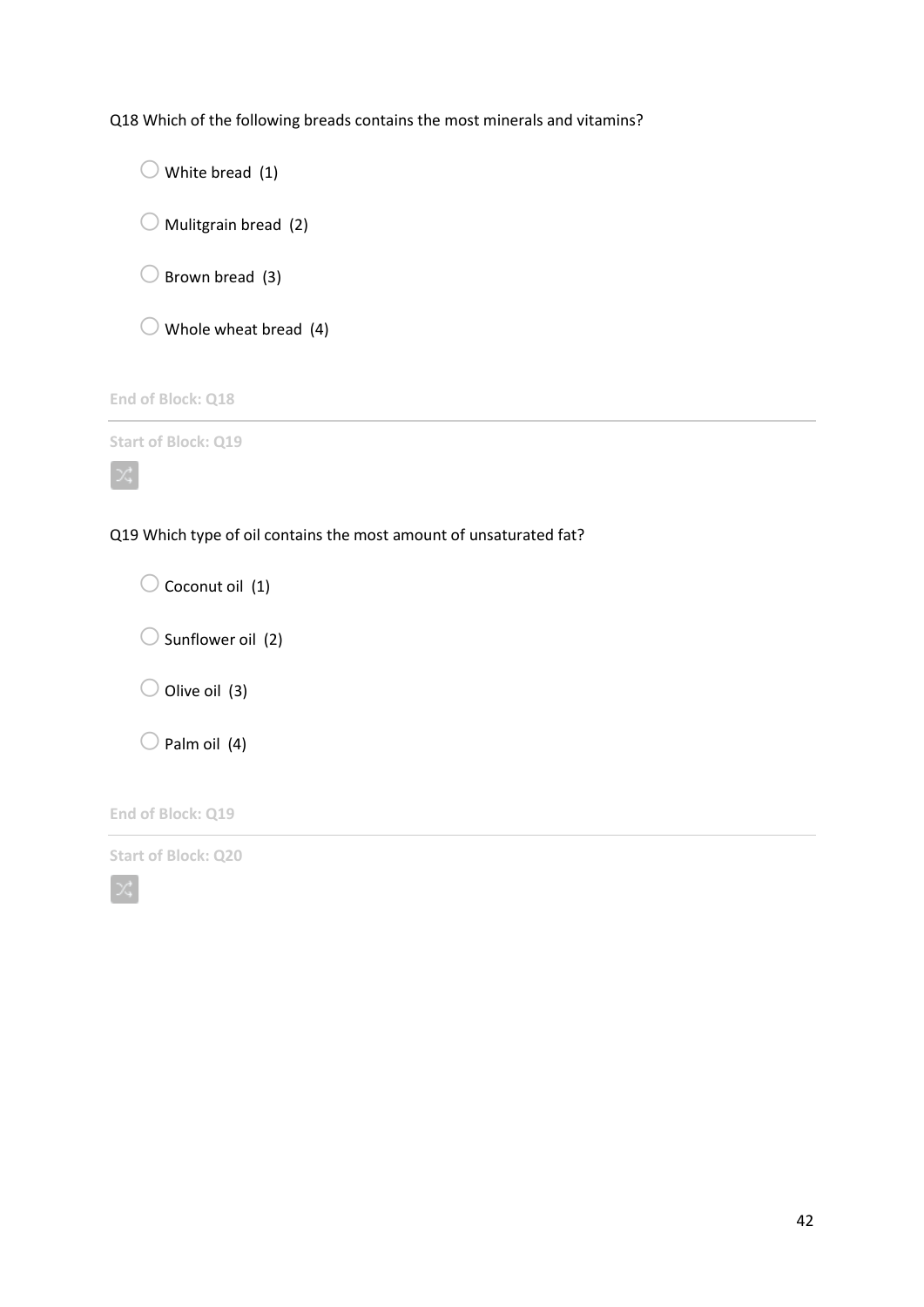Q18 Which of the following breads contains the most minerals and vitamins?

- ◯ White bread (1)
- ◯ Mulitgrain bread (2)
- ◯ Brown bread (3)
- ◯ Whole wheat bread (4)

End of Block: Q18

---

Start of Block: Q19

Q19 Which type of oil contains the most amount of unsaturated fat?

- ◯ Coconut oil (1)
- ◯ Sunflower oil (2)
- ◯ Olive oil (3)
- ◯ Palm oil (4)

End of Block: Q19

---

Start of Block: Q20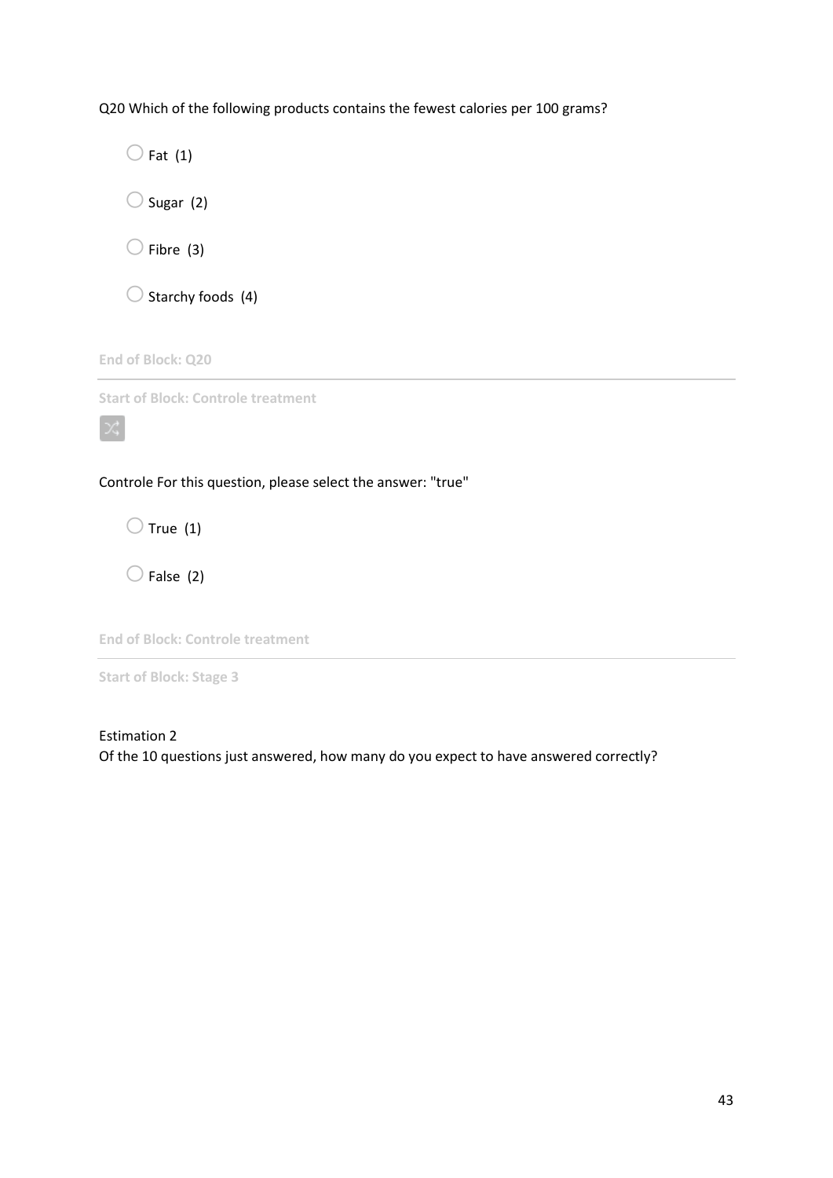Q20 Which of the following products contains the fewest calories per 100 grams?

- Fat (1)
- Sugar (2)
- Fibre (3)
- Starchy foods (4)

End of Block: Q20

---

Start of Block: Controle treatment

Controle For this question, please select the answer: "true"

- True (1)
- False (2)

End of Block: Controle treatment

---

Start of Block: Stage 3

Estimation 2
Of the 10 questions just answered, how many do you expect to have answered correctly?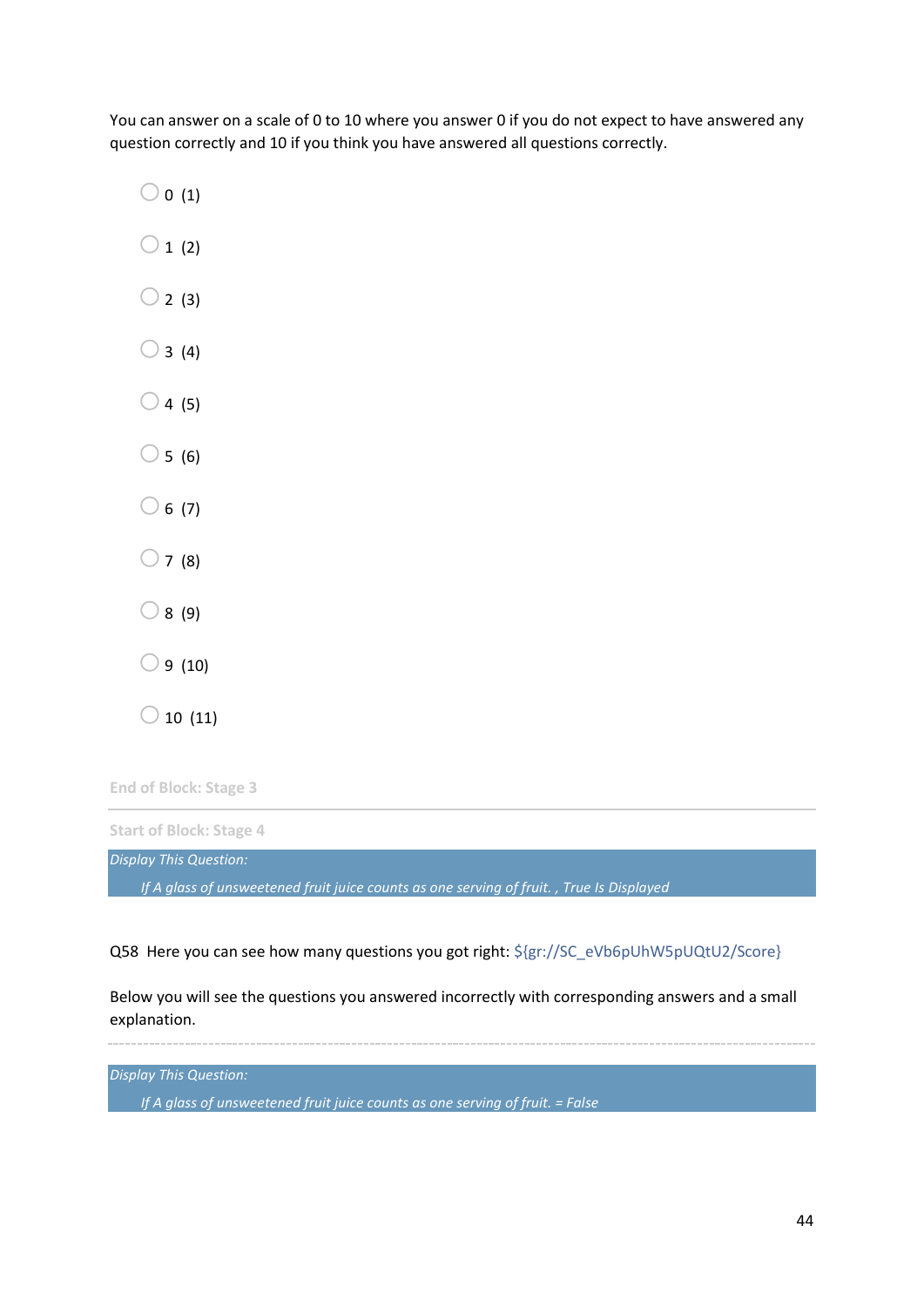You can answer on a scale of 0 to 10 where you answer 0 if you do not expect to have answered any question correctly and 10 if you think you have answered all questions correctly.

- 0 (1)
- 1 (2)
- 2 (3)
- 3 (4)
- 4 (5)
- 5 (6)
- 6 (7)
- 7 (8)
- 8 (9)
- 9 (10)
- 10 (11)

End of Block: Stage 3

---

Start of Block: Stage 4

*Display This Question:*

*If A glass of unsweetened fruit juice counts as one serving of fruit. , True Is Displayed*

Q58 Here you can see how many questions you got right: ${gr://SC_eVb6pUhW5pUQtU2/Score}

Below you will see the questions you answered incorrectly with corresponding answers and a small explanation.

---

*Display This Question:*

*If A glass of unsweetened fruit juice counts as one serving of fruit. = False*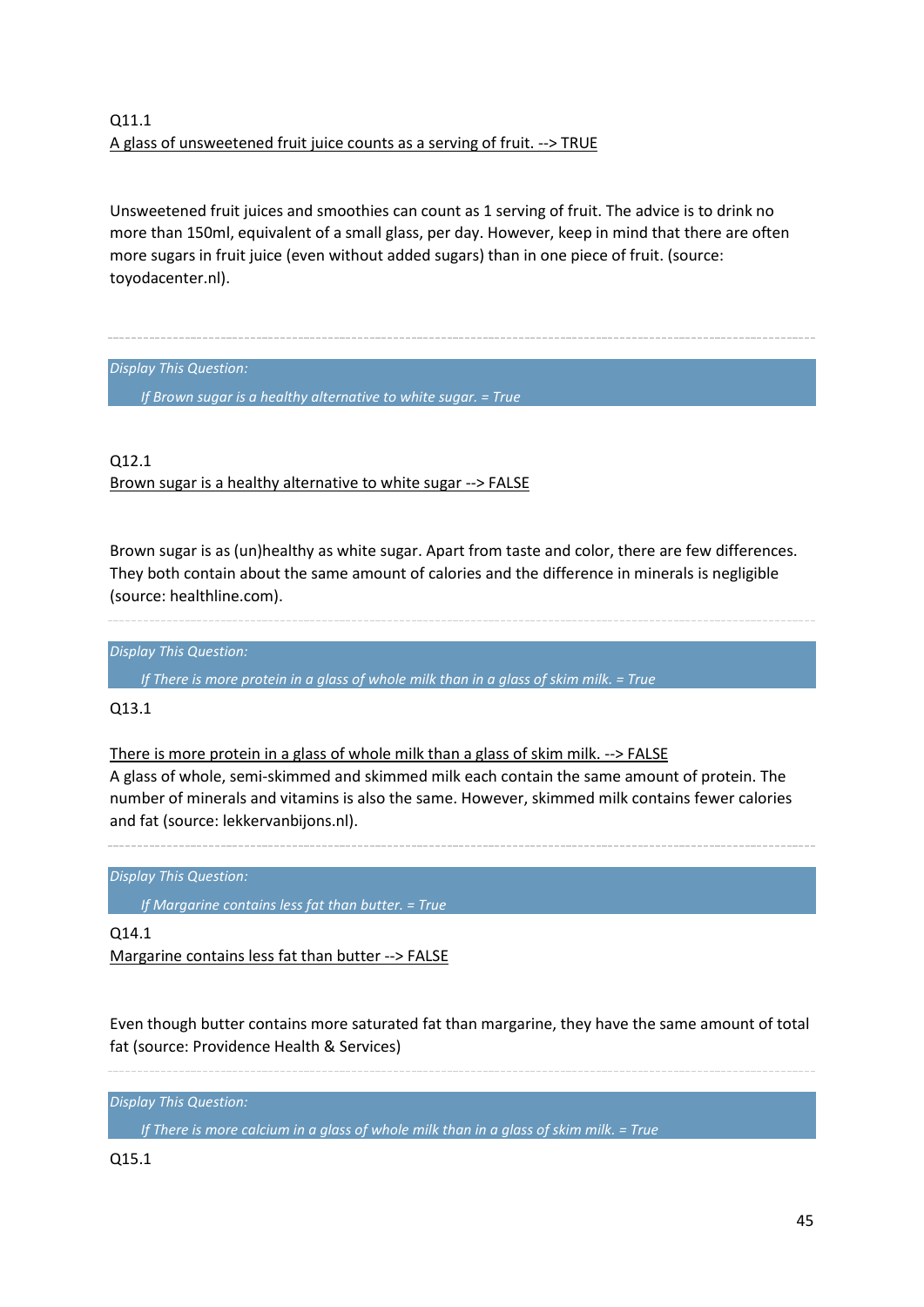Q11.1

A glass of unsweetened fruit juice counts as a serving of fruit. --> TRUE

Unsweetened fruit juices and smoothies can count as 1 serving of fruit. The advice is to drink no more than 150ml, equivalent of a small glass, per day. However, keep in mind that there are often more sugars in fruit juice (even without added sugars) than in one piece of fruit. (source: toyodacenter.nl).

---

*Display This Question:*

*If Brown sugar is a healthy alternative to white sugar. = True*

Q12.1

Brown sugar is a healthy alternative to white sugar --> FALSE

Brown sugar is as (un)healthy as white sugar. Apart from taste and color, there are few differences. They both contain about the same amount of calories and the difference in minerals is negligible (source: healthline.com).

---

*Display This Question:*

*If There is more protein in a glass of whole milk than in a glass of skim milk. = True*

Q13.1

There is more protein in a glass of whole milk than a glass of skim milk. --> FALSE

A glass of whole, semi-skimmed and skimmed milk each contain the same amount of protein. The number of minerals and vitamins is also the same. However, skimmed milk contains fewer calories and fat (source: lekkervanbijons.nl).

---

*Display This Question:*

*If Margarine contains less fat than butter. = True*

Q14.1

Margarine contains less fat than butter --> FALSE

Even though butter contains more saturated fat than margarine, they have the same amount of total fat (source: Providence Health & Services)

---

*Display This Question:*

*If There is more calcium in a glass of whole milk than in a glass of skim milk. = True*

Q15.1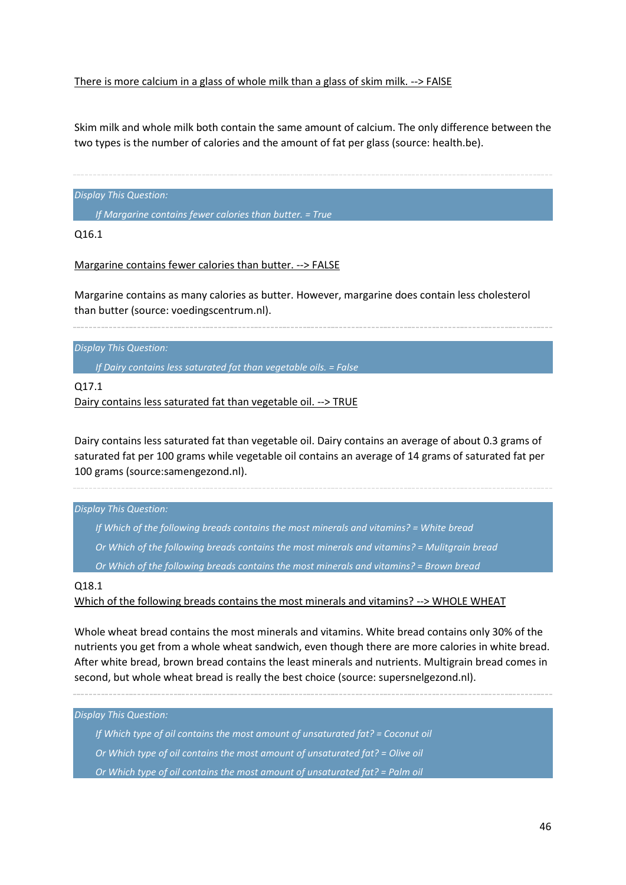There is more calcium in a glass of whole milk than a glass of skim milk. --> FAlSE

Skim milk and whole milk both contain the same amount of calcium. The only difference between the two types is the number of calories and the amount of fat per glass (source: health.be).

---

*Display This Question:*

*If Margarine contains fewer calories than butter. = True*

Q16.1

Margarine contains fewer calories than butter. --> FALSE

Margarine contains as many calories as butter. However, margarine does contain less cholesterol than butter (source: voedingscentrum.nl).

---

*Display This Question:*

*If Dairy contains less saturated fat than vegetable oils. = False*

Q17.1

Dairy contains less saturated fat than vegetable oil. --> TRUE

Dairy contains less saturated fat than vegetable oil. Dairy contains an average of about 0.3 grams of saturated fat per 100 grams while vegetable oil contains an average of 14 grams of saturated fat per 100 grams (source:samengezond.nl).

---

*Display This Question:*

*If Which of the following breads contains the most minerals and vitamins? = White bread*

*Or Which of the following breads contains the most minerals and vitamins? = Mulitgrain bread*

*Or Which of the following breads contains the most minerals and vitamins? = Brown bread*

Q18.1

Which of the following breads contains the most minerals and vitamins? --> WHOLE WHEAT

Whole wheat bread contains the most minerals and vitamins. White bread contains only 30% of the nutrients you get from a whole wheat sandwich, even though there are more calories in white bread. After white bread, brown bread contains the least minerals and nutrients. Multigrain bread comes in second, but whole wheat bread is really the best choice (source: supersnelgezond.nl).

---

*Display This Question:*

*If Which type of oil contains the most amount of unsaturated fat? = Coconut oil*

*Or Which type of oil contains the most amount of unsaturated fat? = Olive oil*

*Or Which type of oil contains the most amount of unsaturated fat? = Palm oil*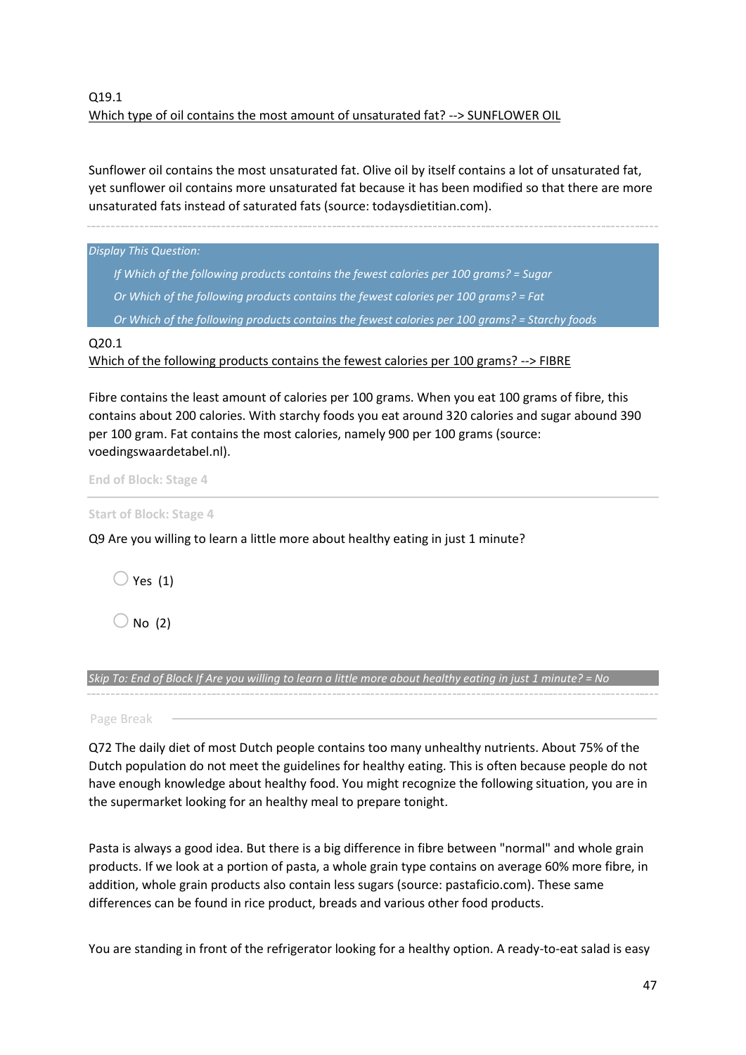Q19.1

Which type of oil contains the most amount of unsaturated fat? --> SUNFLOWER OIL

Sunflower oil contains the most unsaturated fat. Olive oil by itself contains a lot of unsaturated fat, yet sunflower oil contains more unsaturated fat because it has been modified so that there are more unsaturated fats instead of saturated fats (source: todaysdietitian.com).

---

*Display This Question:*

*If Which of the following products contains the fewest calories per 100 grams? = Sugar*

*Or Which of the following products contains the fewest calories per 100 grams? = Fat*

*Or Which of the following products contains the fewest calories per 100 grams? = Starchy foods*

Q20.1

Which of the following products contains the fewest calories per 100 grams? --> FIBRE

Fibre contains the least amount of calories per 100 grams. When you eat 100 grams of fibre, this contains about 200 calories. With starchy foods you eat around 320 calories and sugar abound 390 per 100 gram. Fat contains the most calories, namely 900 per 100 grams (source: voedingswaardetabel.nl).

End of Block: Stage 4

---

Start of Block: Stage 4

Q9 Are you willing to learn a little more about healthy eating in just 1 minute?

- Yes (1)
- No (2)

*Skip To: End of Block If Are you willing to learn a little more about healthy eating in just 1 minute? = No*

---

Page Break

Q72 The daily diet of most Dutch people contains too many unhealthy nutrients. About 75% of the Dutch population do not meet the guidelines for healthy eating. This is often because people do not have enough knowledge about healthy food. You might recognize the following situation, you are in the supermarket looking for an healthy meal to prepare tonight.

Pasta is always a good idea. But there is a big difference in fibre between "normal" and whole grain products. If we look at a portion of pasta, a whole grain type contains on average 60% more fibre, in addition, whole grain products also contain less sugars (source: pastaficio.com). These same differences can be found in rice product, breads and various other food products.

You are standing in front of the refrigerator looking for a healthy option. A ready-to-eat salad is easy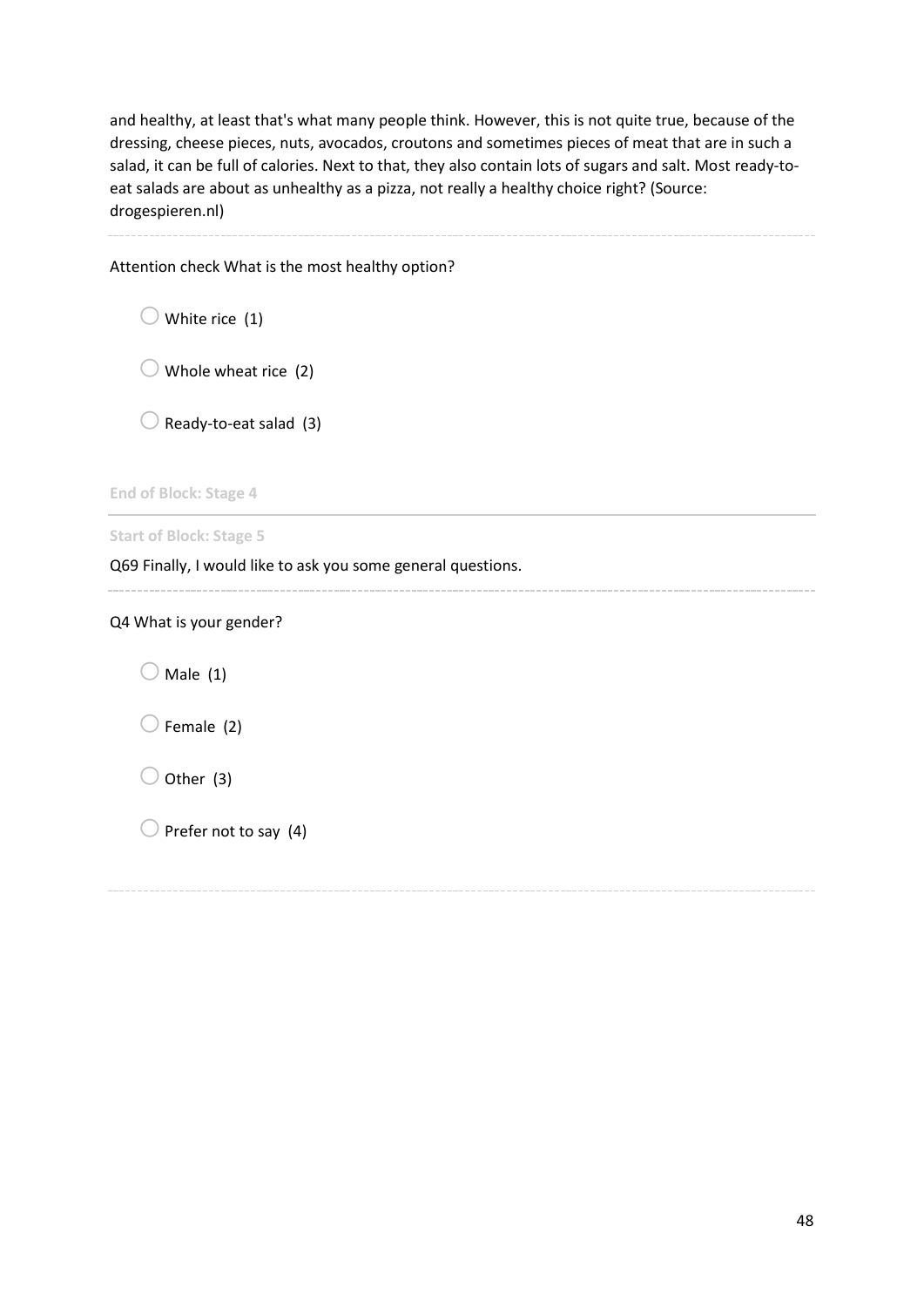and healthy, at least that's what many people think. However, this is not quite true, because of the dressing, cheese pieces, nuts, avocados, croutons and sometimes pieces of meat that are in such a salad, it can be full of calories. Next to that, they also contain lots of sugars and salt. Most ready-to-eat salads are about as unhealthy as a pizza, not really a healthy choice right? (Source: drogespieren.nl)

---

Attention check What is the most healthy option?

- ○ White rice (1)
- ○ Whole wheat rice (2)
- ○ Ready-to-eat salad (3)

**End of Block: Stage 4**

---

**Start of Block: Stage 5**

Q69 Finally, I would like to ask you some general questions.

---

Q4 What is your gender?

- ○ Male (1)
- ○ Female (2)
- ○ Other (3)
- ○ Prefer not to say (4)

---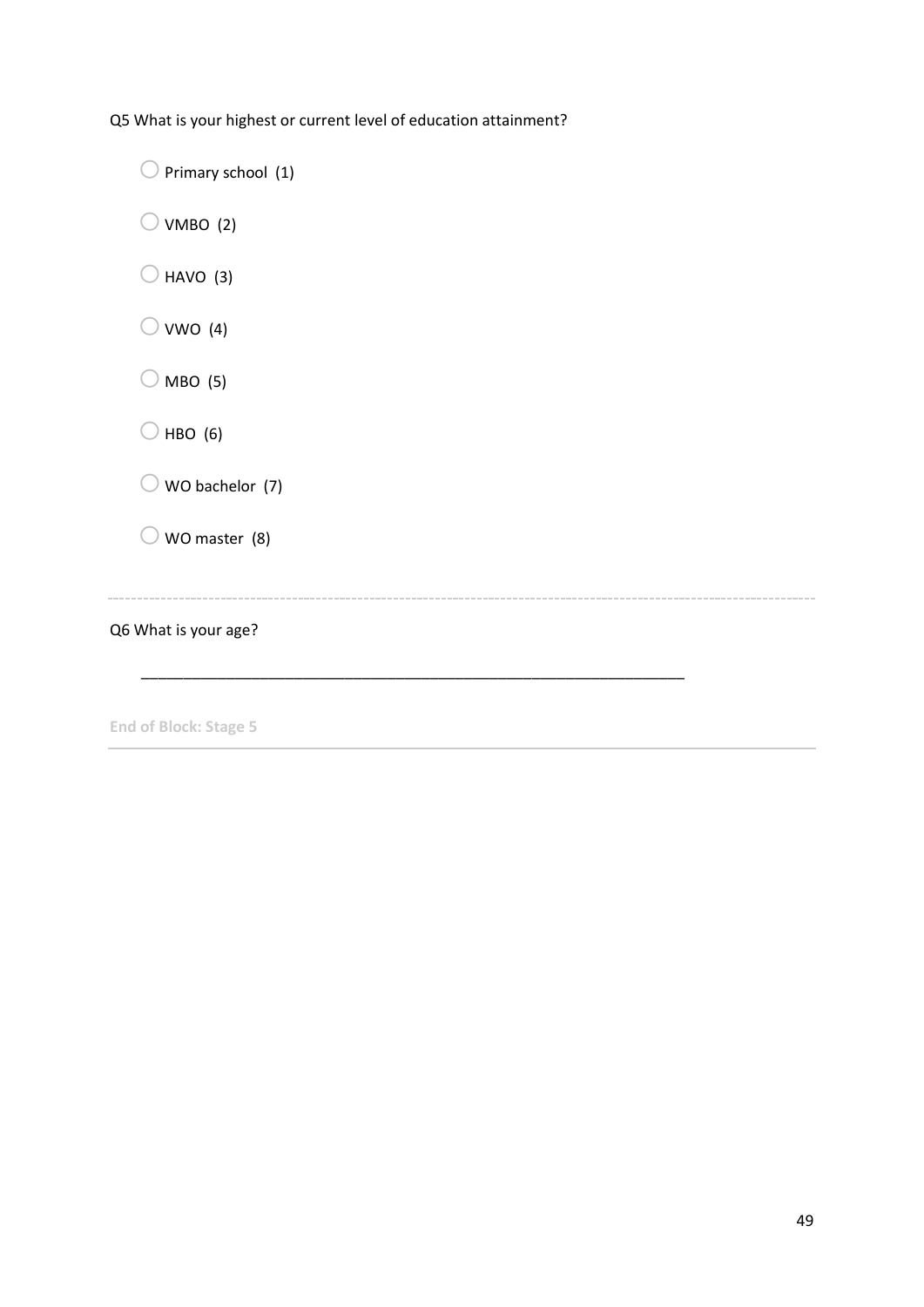Q5 What is your highest or current level of education attainment?

- ○ Primary school (1)
- ○ VMBO (2)
- ○ HAVO (3)
- ○ VWO (4)
- ○ MBO (5)
- ○ HBO (6)
- ○ WO bachelor (7)
- ○ WO master (8)

---

Q6 What is your age?

________________________________________________________________

**End of Block: Stage 5**

---